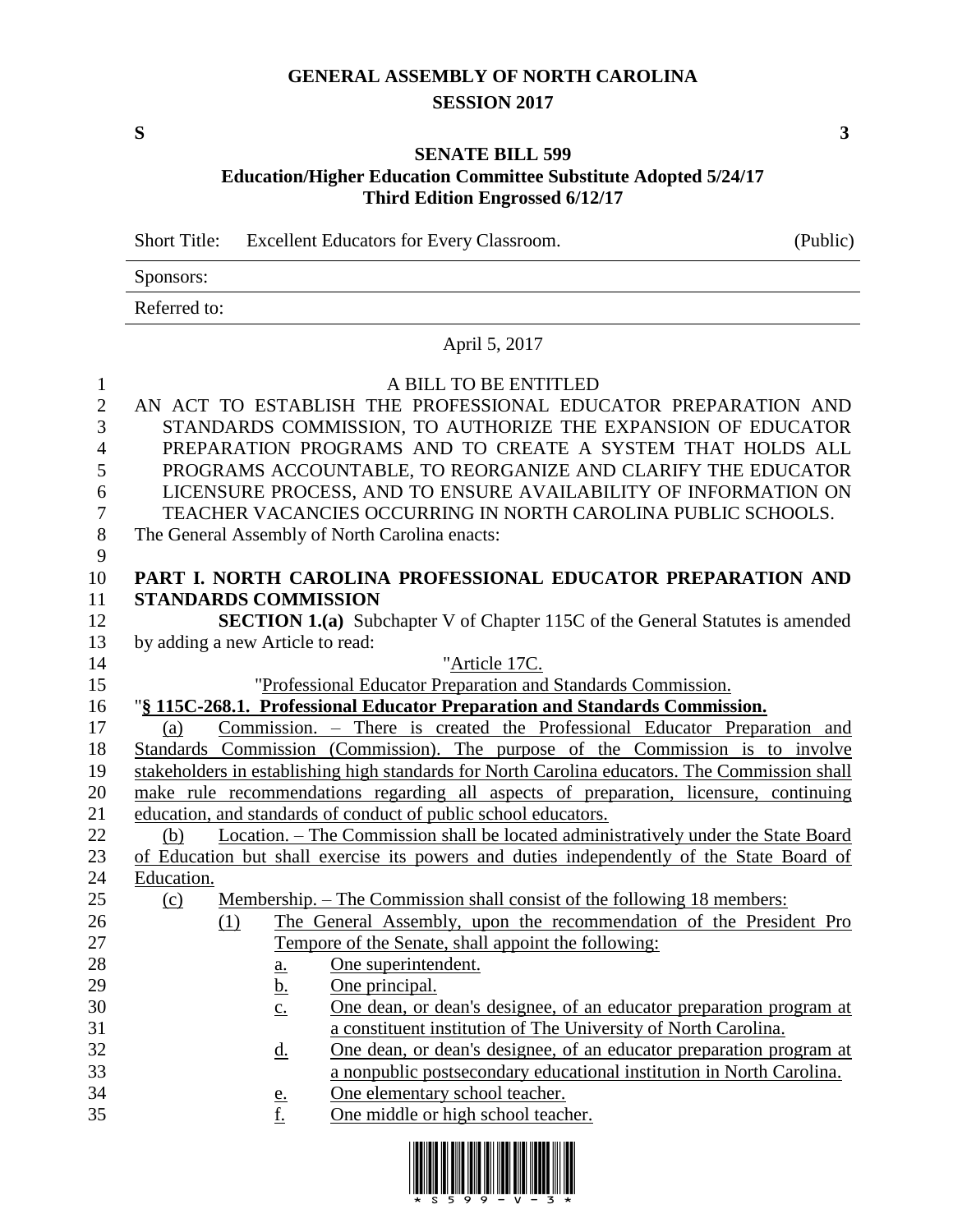# GENERAL ASSEMBLY OF NORTH CAROLINA
## SESSION 2017

**S** **3**

## SENATE BILL 599
### Education/Higher Education Committee Substitute Adopted 5/24/17
### Third Edition Engrossed 6/12/17

Short Title: Excellent Educators for Every Classroom. (Public)

Sponsors:

Referred to:

April 5, 2017

A BILL TO BE ENTITLED

AN ACT TO ESTABLISH THE PROFESSIONAL EDUCATOR PREPARATION AND STANDARDS COMMISSION, TO AUTHORIZE THE EXPANSION OF EDUCATOR PREPARATION PROGRAMS AND TO CREATE A SYSTEM THAT HOLDS ALL PROGRAMS ACCOUNTABLE, TO REORGANIZE AND CLARIFY THE EDUCATOR LICENSURE PROCESS, AND TO ENSURE AVAILABILITY OF INFORMATION ON TEACHER VACANCIES OCCURRING IN NORTH CAROLINA PUBLIC SCHOOLS.

The General Assembly of North Carolina enacts:

**PART I. NORTH CAROLINA PROFESSIONAL EDUCATOR PREPARATION AND STANDARDS COMMISSION**

**SECTION 1.(a)** Subchapter V of Chapter 115C of the General Statutes is amended by adding a new Article to read:

"Article 17C.

"Professional Educator Preparation and Standards Commission.

"**§ 115C-268.1. Professional Educator Preparation and Standards Commission.**

(a) Commission. – There is created the Professional Educator Preparation and Standards Commission (Commission). The purpose of the Commission is to involve stakeholders in establishing high standards for North Carolina educators. The Commission shall make rule recommendations regarding all aspects of preparation, licensure, continuing education, and standards of conduct of public school educators.

(b) Location. – The Commission shall be located administratively under the State Board of Education but shall exercise its powers and duties independently of the State Board of Education.

(c) Membership. – The Commission shall consist of the following 18 members:

(1) The General Assembly, upon the recommendation of the President Pro Tempore of the Senate, shall appoint the following:

a. One superintendent.

b. One principal.

c. One dean, or dean's designee, of an educator preparation program at a constituent institution of The University of North Carolina.

d. One dean, or dean's designee, of an educator preparation program at a nonpublic postsecondary educational institution in North Carolina.

e. One elementary school teacher.

f. One middle or high school teacher.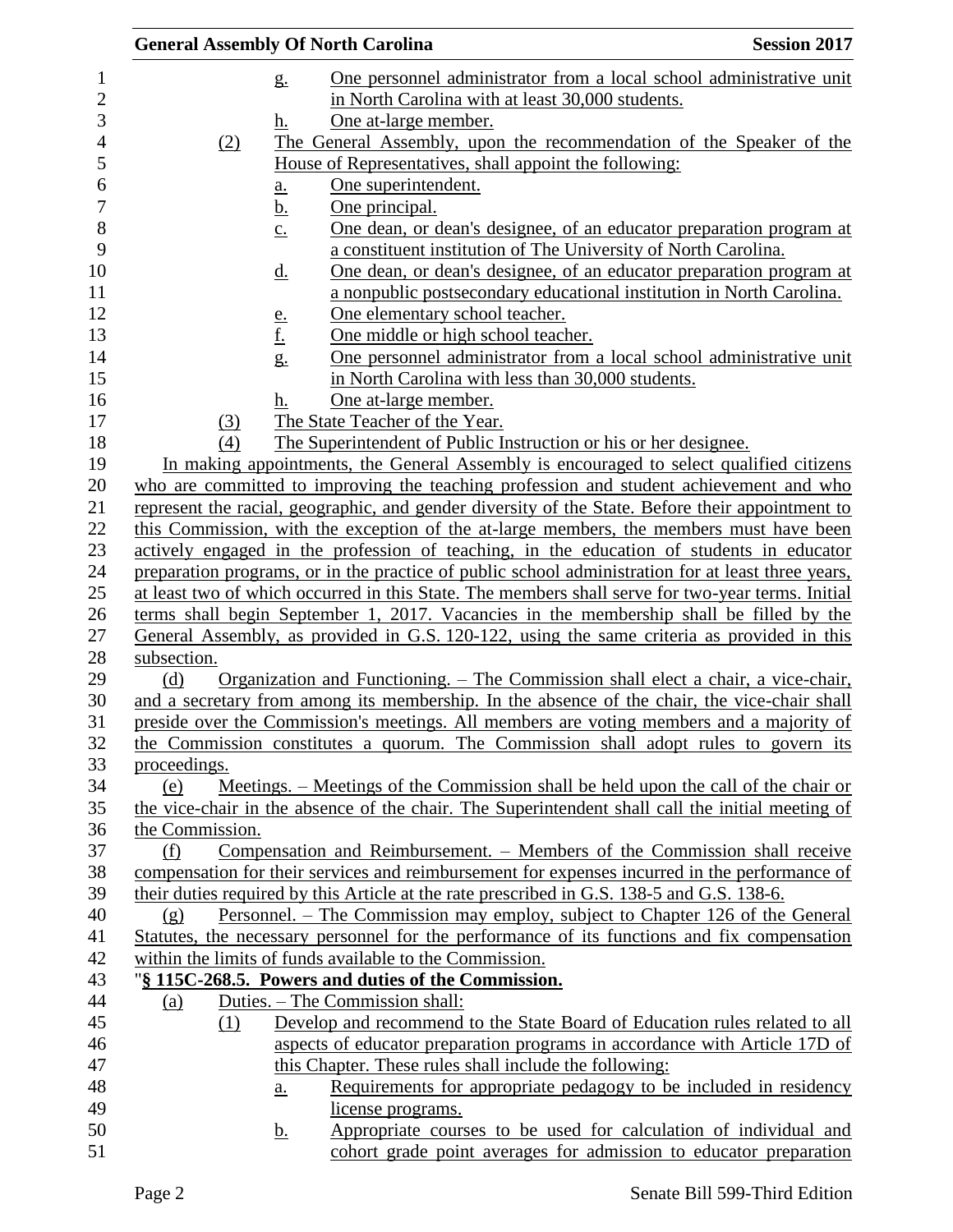g. One personnel administrator from a local school administrative unit in North Carolina with at least 30,000 students.

h. One at-large member.

(2) The General Assembly, upon the recommendation of the Speaker of the House of Representatives, shall appoint the following:

a. One superintendent.

b. One principal.

c. One dean, or dean's designee, of an educator preparation program at a constituent institution of The University of North Carolina.

d. One dean, or dean's designee, of an educator preparation program at a nonpublic postsecondary educational institution in North Carolina.

e. One elementary school teacher.

f. One middle or high school teacher.

g. One personnel administrator from a local school administrative unit in North Carolina with less than 30,000 students.

h. One at-large member.

(3) The State Teacher of the Year.

(4) The Superintendent of Public Instruction or his or her designee.

In making appointments, the General Assembly is encouraged to select qualified citizens who are committed to improving the teaching profession and student achievement and who represent the racial, geographic, and gender diversity of the State. Before their appointment to this Commission, with the exception of the at-large members, the members must have been actively engaged in the profession of teaching, in the education of students in educator preparation programs, or in the practice of public school administration for at least three years, at least two of which occurred in this State. The members shall serve for two-year terms. Initial terms shall begin September 1, 2017. Vacancies in the membership shall be filled by the General Assembly, as provided in G.S. 120-122, using the same criteria as provided in this subsection.

(d) Organization and Functioning. – The Commission shall elect a chair, a vice-chair, and a secretary from among its membership. In the absence of the chair, the vice-chair shall preside over the Commission's meetings. All members are voting members and a majority of the Commission constitutes a quorum. The Commission shall adopt rules to govern its proceedings.

(e) Meetings. – Meetings of the Commission shall be held upon the call of the chair or the vice-chair in the absence of the chair. The Superintendent shall call the initial meeting of the Commission.

(f) Compensation and Reimbursement. – Members of the Commission shall receive compensation for their services and reimbursement for expenses incurred in the performance of their duties required by this Article at the rate prescribed in G.S. 138-5 and G.S. 138-6.

(g) Personnel. – The Commission may employ, subject to Chapter 126 of the General Statutes, the necessary personnel for the performance of its functions and fix compensation within the limits of funds available to the Commission.

"**§ 115C-268.5. Powers and duties of the Commission.**

(a) Duties. – The Commission shall:

(1) Develop and recommend to the State Board of Education rules related to all aspects of educator preparation programs in accordance with Article 17D of this Chapter. These rules shall include the following:

a. Requirements for appropriate pedagogy to be included in residency license programs.

b. Appropriate courses to be used for calculation of individual and cohort grade point averages for admission to educator preparation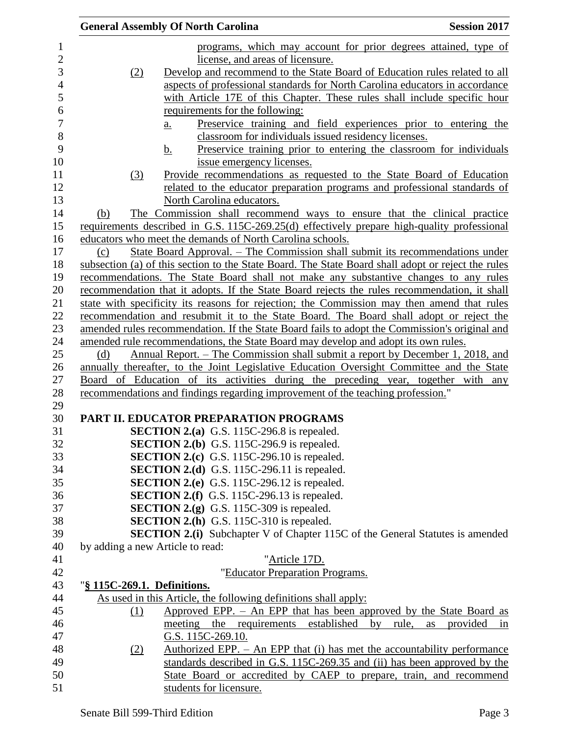programs, which may account for prior degrees attained, type of license, and areas of licensure.

(2) Develop and recommend to the State Board of Education rules related to all aspects of professional standards for North Carolina educators in accordance with Article 17E of this Chapter. These rules shall include specific hour requirements for the following:

a. Preservice training and field experiences prior to entering the classroom for individuals issued residency licenses.

b. Preservice training prior to entering the classroom for individuals issue emergency licenses.

(3) Provide recommendations as requested to the State Board of Education related to the educator preparation programs and professional standards of North Carolina educators.

(b) The Commission shall recommend ways to ensure that the clinical practice requirements described in G.S. 115C-269.25(d) effectively prepare high-quality professional educators who meet the demands of North Carolina schools.

(c) State Board Approval. – The Commission shall submit its recommendations under subsection (a) of this section to the State Board. The State Board shall adopt or reject the rules recommendations. The State Board shall not make any substantive changes to any rules recommendation that it adopts. If the State Board rejects the rules recommendation, it shall state with specificity its reasons for rejection; the Commission may then amend that rules recommendation and resubmit it to the State Board. The Board shall adopt or reject the amended rules recommendation. If the State Board fails to adopt the Commission's original and amended rule recommendations, the State Board may develop and adopt its own rules.

(d) Annual Report. – The Commission shall submit a report by December 1, 2018, and annually thereafter, to the Joint Legislative Education Oversight Committee and the State Board of Education of its activities during the preceding year, together with any recommendations and findings regarding improvement of the teaching profession."

**PART II. EDUCATOR PREPARATION PROGRAMS**

**SECTION 2.(a)** G.S. 115C-296.8 is repealed.

**SECTION 2.(b)** G.S. 115C-296.9 is repealed.

**SECTION 2.(c)** G.S. 115C-296.10 is repealed.

**SECTION 2.(d)** G.S. 115C-296.11 is repealed.

**SECTION 2.(e)** G.S. 115C-296.12 is repealed.

**SECTION 2.(f)** G.S. 115C-296.13 is repealed.

**SECTION 2.(g)** G.S. 115C-309 is repealed.

**SECTION 2.(h)** G.S. 115C-310 is repealed.

**SECTION 2.(i)** Subchapter V of Chapter 115C of the General Statutes is amended by adding a new Article to read:

"Article 17D.

"Educator Preparation Programs.

"**§ 115C-269.1. Definitions.**

As used in this Article, the following definitions shall apply:

(1) Approved EPP. – An EPP that has been approved by the State Board as meeting the requirements established by rule, as provided in G.S. 115C-269.10.

(2) Authorized EPP. – An EPP that (i) has met the accountability performance standards described in G.S. 115C-269.35 and (ii) has been approved by the State Board or accredited by CAEP to prepare, train, and recommend students for licensure.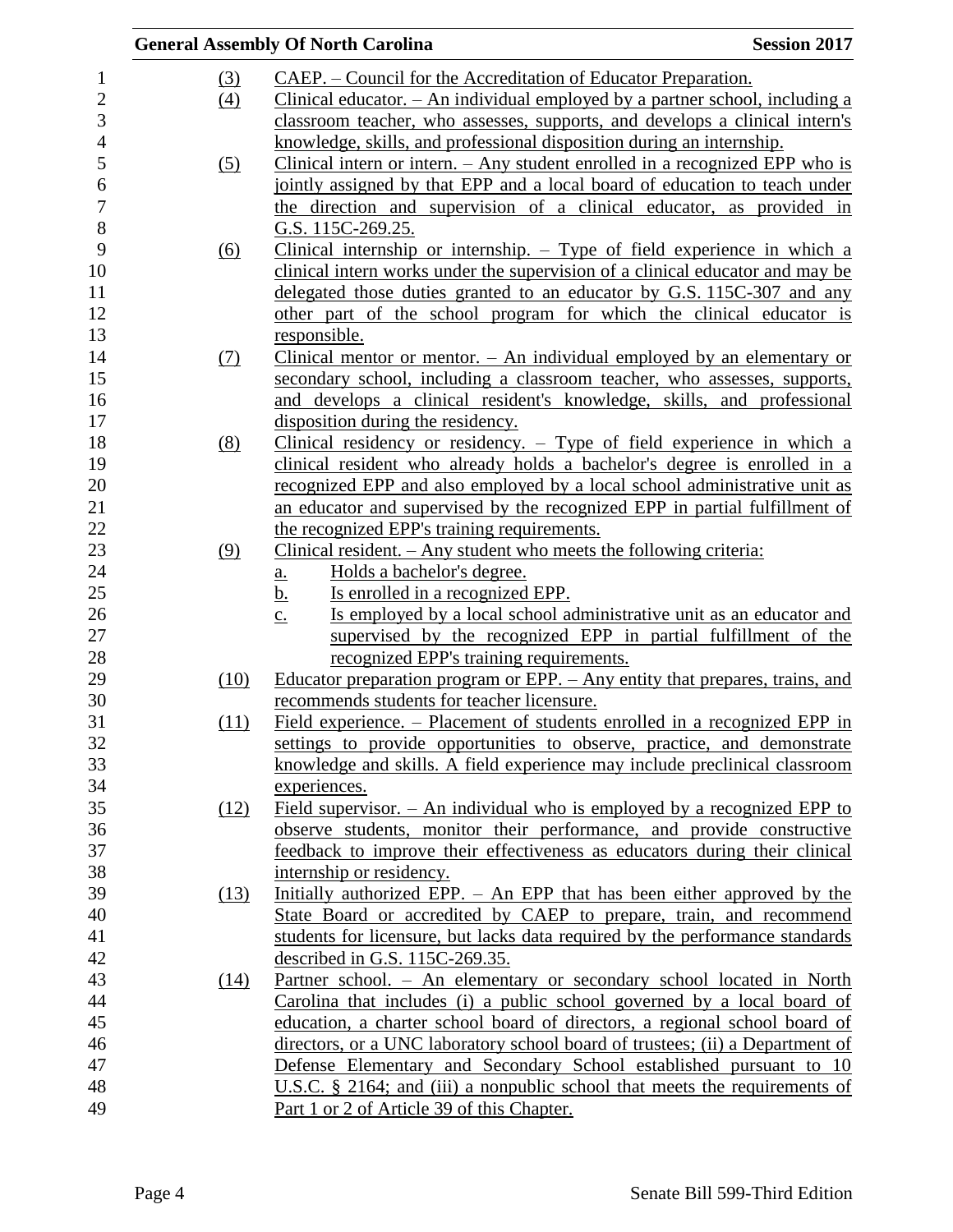(3) CAEP. – Council for the Accreditation of Educator Preparation.

(4) Clinical educator. – An individual employed by a partner school, including a classroom teacher, who assesses, supports, and develops a clinical intern's knowledge, skills, and professional disposition during an internship.

(5) Clinical intern or intern. – Any student enrolled in a recognized EPP who is jointly assigned by that EPP and a local board of education to teach under the direction and supervision of a clinical educator, as provided in G.S. 115C-269.25.

(6) Clinical internship or internship. – Type of field experience in which a clinical intern works under the supervision of a clinical educator and may be delegated those duties granted to an educator by G.S. 115C-307 and any other part of the school program for which the clinical educator is responsible.

(7) Clinical mentor or mentor. – An individual employed by an elementary or secondary school, including a classroom teacher, who assesses, supports, and develops a clinical resident's knowledge, skills, and professional disposition during the residency.

(8) Clinical residency or residency. – Type of field experience in which a clinical resident who already holds a bachelor's degree is enrolled in a recognized EPP and also employed by a local school administrative unit as an educator and supervised by the recognized EPP in partial fulfillment of the recognized EPP's training requirements.

(9) Clinical resident. – Any student who meets the following criteria:

a. Holds a bachelor's degree.
b. Is enrolled in a recognized EPP.
c. Is employed by a local school administrative unit as an educator and supervised by the recognized EPP in partial fulfillment of the recognized EPP's training requirements.

(10) Educator preparation program or EPP. – Any entity that prepares, trains, and recommends students for teacher licensure.

(11) Field experience. – Placement of students enrolled in a recognized EPP in settings to provide opportunities to observe, practice, and demonstrate knowledge and skills. A field experience may include preclinical classroom experiences.

(12) Field supervisor. – An individual who is employed by a recognized EPP to observe students, monitor their performance, and provide constructive feedback to improve their effectiveness as educators during their clinical internship or residency.

(13) Initially authorized EPP. – An EPP that has been either approved by the State Board or accredited by CAEP to prepare, train, and recommend students for licensure, but lacks data required by the performance standards described in G.S. 115C-269.35.

(14) Partner school. – An elementary or secondary school located in North Carolina that includes (i) a public school governed by a local board of education, a charter school board of directors, a regional school board of directors, or a UNC laboratory school board of trustees; (ii) a Department of Defense Elementary and Secondary School established pursuant to 10 U.S.C. § 2164; and (iii) a nonpublic school that meets the requirements of Part 1 or 2 of Article 39 of this Chapter.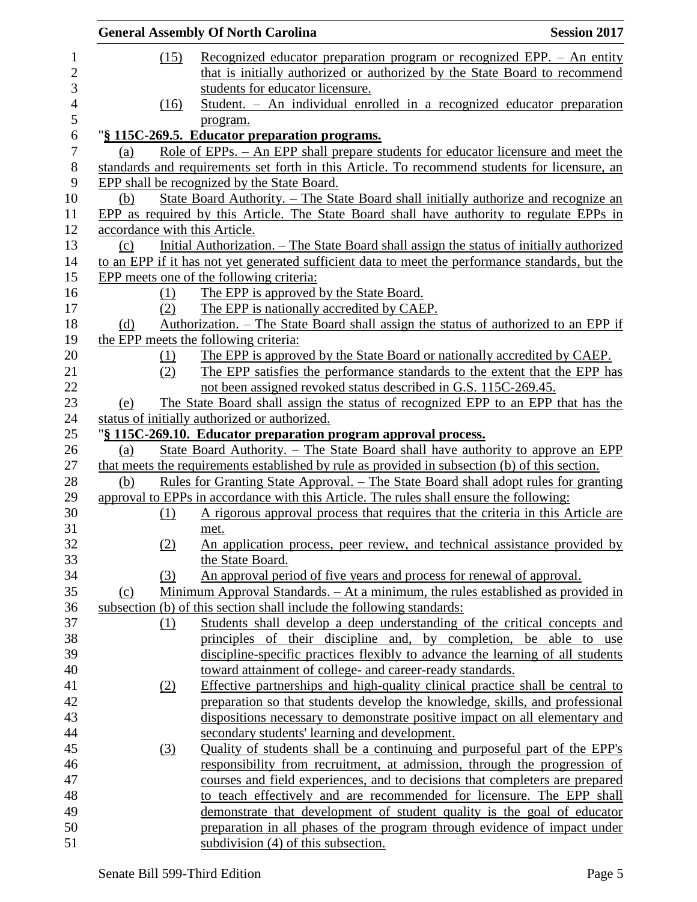(15) Recognized educator preparation program or recognized EPP. – An entity that is initially authorized or authorized by the State Board to recommend students for educator licensure.

(16) Student. – An individual enrolled in a recognized educator preparation program.

"**§ 115C-269.5. Educator preparation programs.**

(a) Role of EPPs. – An EPP shall prepare students for educator licensure and meet the standards and requirements set forth in this Article. To recommend students for licensure, an EPP shall be recognized by the State Board.

(b) State Board Authority. – The State Board shall initially authorize and recognize an EPP as required by this Article. The State Board shall have authority to regulate EPPs in accordance with this Article.

(c) Initial Authorization. – The State Board shall assign the status of initially authorized to an EPP if it has not yet generated sufficient data to meet the performance standards, but the EPP meets one of the following criteria:

(1) The EPP is approved by the State Board.

(2) The EPP is nationally accredited by CAEP.

(d) Authorization. – The State Board shall assign the status of authorized to an EPP if the EPP meets the following criteria:

(1) The EPP is approved by the State Board or nationally accredited by CAEP.

(2) The EPP satisfies the performance standards to the extent that the EPP has not been assigned revoked status described in G.S. 115C-269.45.

(e) The State Board shall assign the status of recognized EPP to an EPP that has the status of initially authorized or authorized.

"**§ 115C-269.10. Educator preparation program approval process.**

(a) State Board Authority. – The State Board shall have authority to approve an EPP that meets the requirements established by rule as provided in subsection (b) of this section.

(b) Rules for Granting State Approval. – The State Board shall adopt rules for granting approval to EPPs in accordance with this Article. The rules shall ensure the following:

(1) A rigorous approval process that requires that the criteria in this Article are met.

(2) An application process, peer review, and technical assistance provided by the State Board.

(3) An approval period of five years and process for renewal of approval.

(c) Minimum Approval Standards. – At a minimum, the rules established as provided in subsection (b) of this section shall include the following standards:

(1) Students shall develop a deep understanding of the critical concepts and principles of their discipline and, by completion, be able to use discipline-specific practices flexibly to advance the learning of all students toward attainment of college- and career-ready standards.

(2) Effective partnerships and high-quality clinical practice shall be central to preparation so that students develop the knowledge, skills, and professional dispositions necessary to demonstrate positive impact on all elementary and secondary students' learning and development.

(3) Quality of students shall be a continuing and purposeful part of the EPP's responsibility from recruitment, at admission, through the progression of courses and field experiences, and to decisions that completers are prepared to teach effectively and are recommended for licensure. The EPP shall demonstrate that development of student quality is the goal of educator preparation in all phases of the program through evidence of impact under subdivision (4) of this subsection.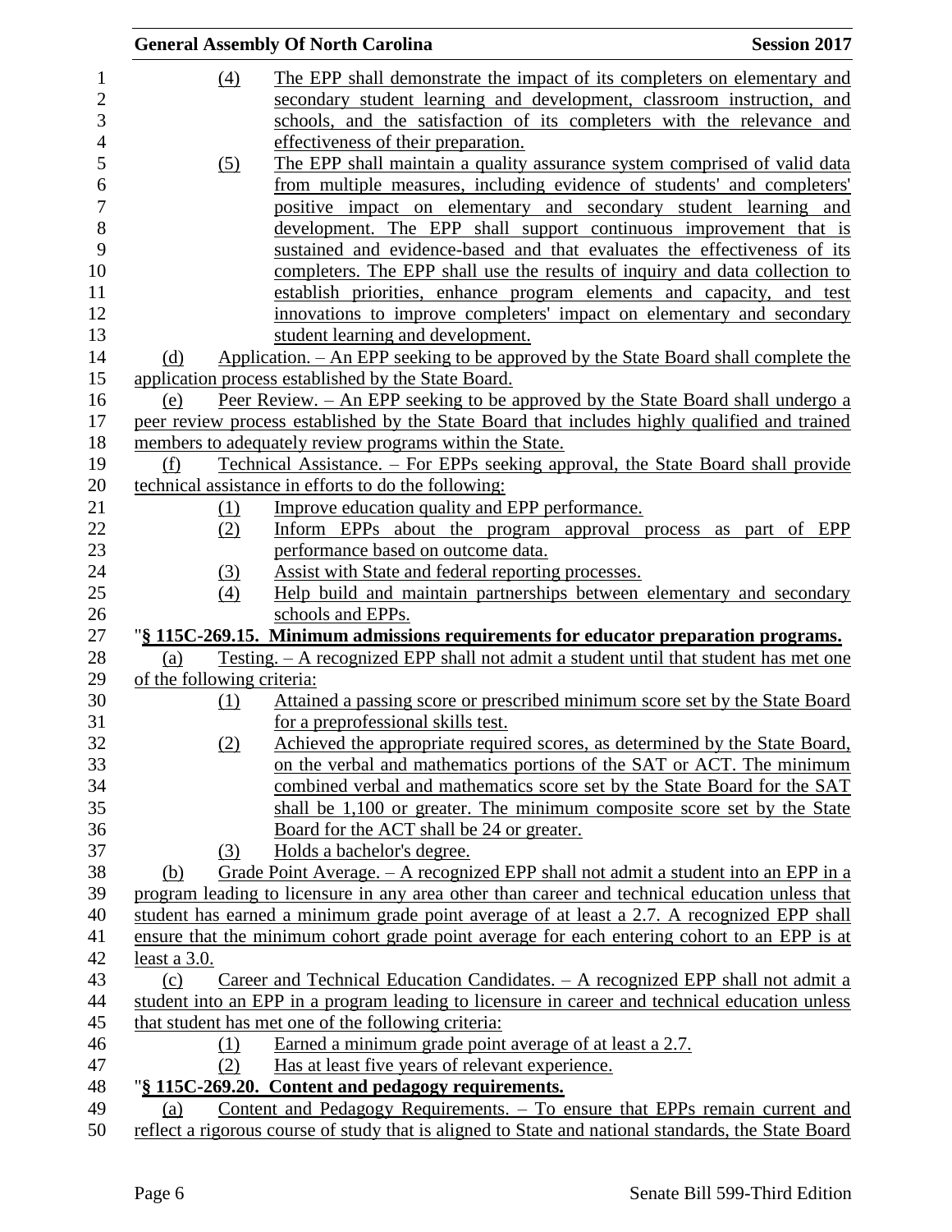(4) The EPP shall demonstrate the impact of its completers on elementary and secondary student learning and development, classroom instruction, and schools, and the satisfaction of its completers with the relevance and effectiveness of their preparation.

(5) The EPP shall maintain a quality assurance system comprised of valid data from multiple measures, including evidence of students' and completers' positive impact on elementary and secondary student learning and development. The EPP shall support continuous improvement that is sustained and evidence-based and that evaluates the effectiveness of its completers. The EPP shall use the results of inquiry and data collection to establish priorities, enhance program elements and capacity, and test innovations to improve completers' impact on elementary and secondary student learning and development.

(d) Application. – An EPP seeking to be approved by the State Board shall complete the application process established by the State Board.

(e) Peer Review. – An EPP seeking to be approved by the State Board shall undergo a peer review process established by the State Board that includes highly qualified and trained members to adequately review programs within the State.

(f) Technical Assistance. – For EPPs seeking approval, the State Board shall provide technical assistance in efforts to do the following:

(1) Improve education quality and EPP performance.
(2) Inform EPPs about the program approval process as part of EPP performance based on outcome data.
(3) Assist with State and federal reporting processes.
(4) Help build and maintain partnerships between elementary and secondary schools and EPPs.

"**§ 115C-269.15. Minimum admissions requirements for educator preparation programs.**

(a) Testing. – A recognized EPP shall not admit a student until that student has met one of the following criteria:

(1) Attained a passing score or prescribed minimum score set by the State Board for a preprofessional skills test.
(2) Achieved the appropriate required scores, as determined by the State Board, on the verbal and mathematics portions of the SAT or ACT. The minimum combined verbal and mathematics score set by the State Board for the SAT shall be 1,100 or greater. The minimum composite score set by the State Board for the ACT shall be 24 or greater.
(3) Holds a bachelor's degree.

(b) Grade Point Average. – A recognized EPP shall not admit a student into an EPP in a program leading to licensure in any area other than career and technical education unless that student has earned a minimum grade point average of at least a 2.7. A recognized EPP shall ensure that the minimum cohort grade point average for each entering cohort to an EPP is at least a 3.0.

(c) Career and Technical Education Candidates. – A recognized EPP shall not admit a student into an EPP in a program leading to licensure in career and technical education unless that student has met one of the following criteria:

(1) Earned a minimum grade point average of at least a 2.7.
(2) Has at least five years of relevant experience.

"**§ 115C-269.20. Content and pedagogy requirements.**

(a) Content and Pedagogy Requirements. – To ensure that EPPs remain current and reflect a rigorous course of study that is aligned to State and national standards, the State Board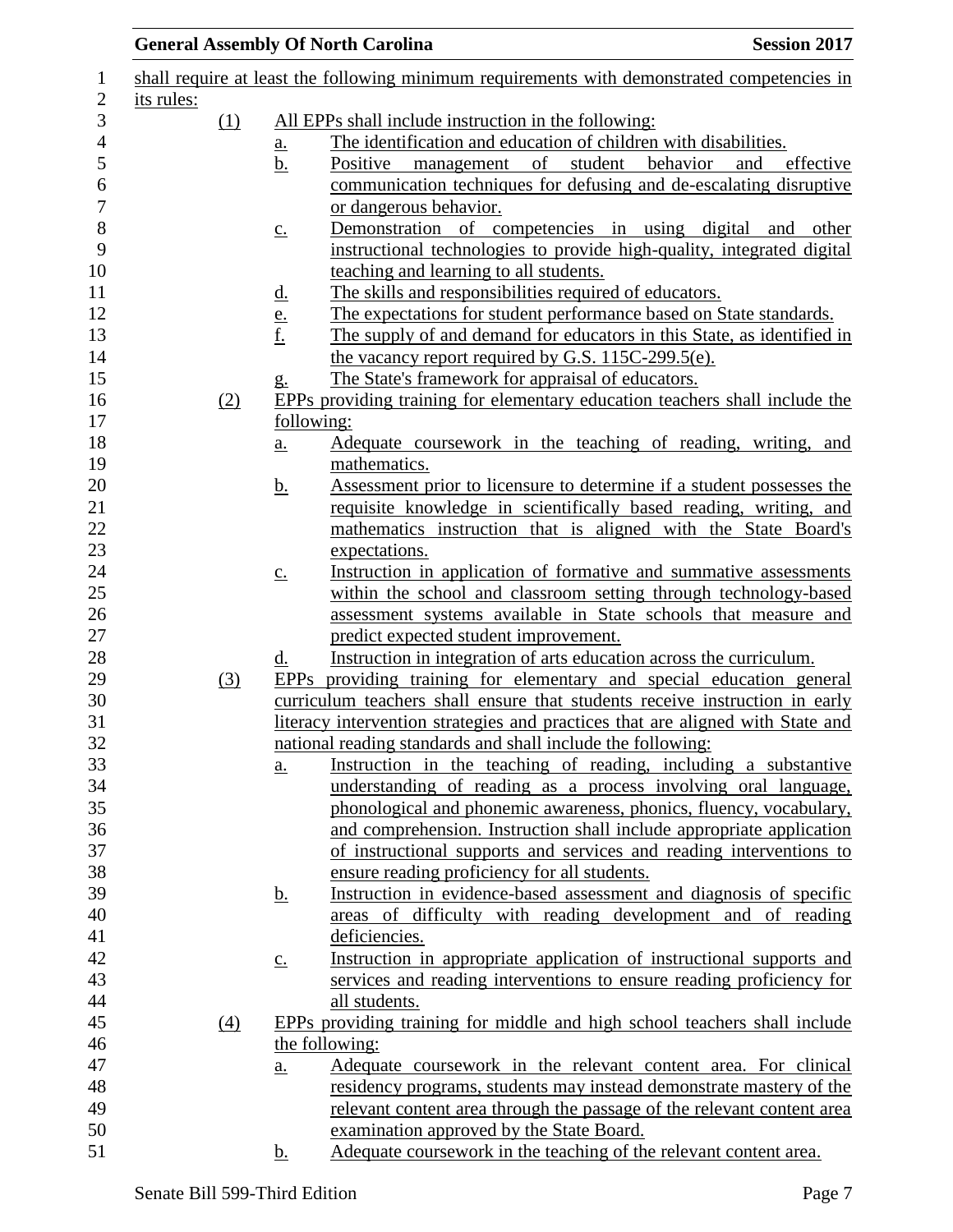shall require at least the following minimum requirements with demonstrated competencies in its rules:

(1) All EPPs shall include instruction in the following:
   a. The identification and education of children with disabilities.
   b. Positive management of student behavior and effective communication techniques for defusing and de-escalating disruptive or dangerous behavior.
   c. Demonstration of competencies in using digital and other instructional technologies to provide high-quality, integrated digital teaching and learning to all students.
   d. The skills and responsibilities required of educators.
   e. The expectations for student performance based on State standards.
   f. The supply of and demand for educators in this State, as identified in the vacancy report required by G.S. 115C-299.5(e).
   g. The State's framework for appraisal of educators.

(2) EPPs providing training for elementary education teachers shall include the following:
   a. Adequate coursework in the teaching of reading, writing, and mathematics.
   b. Assessment prior to licensure to determine if a student possesses the requisite knowledge in scientifically based reading, writing, and mathematics instruction that is aligned with the State Board's expectations.
   c. Instruction in application of formative and summative assessments within the school and classroom setting through technology-based assessment systems available in State schools that measure and predict expected student improvement.
   d. Instruction in integration of arts education across the curriculum.

(3) EPPs providing training for elementary and special education general curriculum teachers shall ensure that students receive instruction in early literacy intervention strategies and practices that are aligned with State and national reading standards and shall include the following:
   a. Instruction in the teaching of reading, including a substantive understanding of reading as a process involving oral language, phonological and phonemic awareness, phonics, fluency, vocabulary, and comprehension. Instruction shall include appropriate application of instructional supports and services and reading interventions to ensure reading proficiency for all students.
   b. Instruction in evidence-based assessment and diagnosis of specific areas of difficulty with reading development and of reading deficiencies.
   c. Instruction in appropriate application of instructional supports and services and reading interventions to ensure reading proficiency for all students.

(4) EPPs providing training for middle and high school teachers shall include the following:
   a. Adequate coursework in the relevant content area. For clinical residency programs, students may instead demonstrate mastery of the relevant content area through the passage of the relevant content area examination approved by the State Board.
   b. Adequate coursework in the teaching of the relevant content area.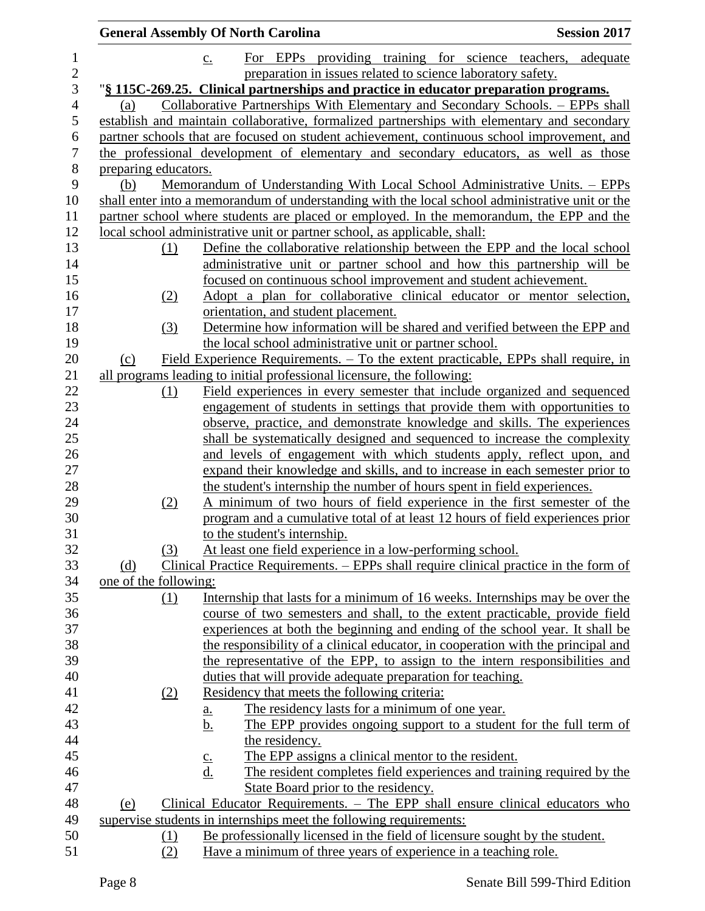c. For EPPs providing training for science teachers, adequate preparation in issues related to science laboratory safety.

"**§ 115C-269.25. Clinical partnerships and practice in educator preparation programs.**

(a) Collaborative Partnerships With Elementary and Secondary Schools. – EPPs shall establish and maintain collaborative, formalized partnerships with elementary and secondary partner schools that are focused on student achievement, continuous school improvement, and the professional development of elementary and secondary educators, as well as those preparing educators.

(b) Memorandum of Understanding With Local School Administrative Units. – EPPs shall enter into a memorandum of understanding with the local school administrative unit or the partner school where students are placed or employed. In the memorandum, the EPP and the local school administrative unit or partner school, as applicable, shall:

(1) Define the collaborative relationship between the EPP and the local school administrative unit or partner school and how this partnership will be focused on continuous school improvement and student achievement.

(2) Adopt a plan for collaborative clinical educator or mentor selection, orientation, and student placement.

(3) Determine how information will be shared and verified between the EPP and the local school administrative unit or partner school.

(c) Field Experience Requirements. – To the extent practicable, EPPs shall require, in all programs leading to initial professional licensure, the following:

(1) Field experiences in every semester that include organized and sequenced engagement of students in settings that provide them with opportunities to observe, practice, and demonstrate knowledge and skills. The experiences shall be systematically designed and sequenced to increase the complexity and levels of engagement with which students apply, reflect upon, and expand their knowledge and skills, and to increase in each semester prior to the student's internship the number of hours spent in field experiences.

(2) A minimum of two hours of field experience in the first semester of the program and a cumulative total of at least 12 hours of field experiences prior to the student's internship.

(3) At least one field experience in a low-performing school.

(d) Clinical Practice Requirements. – EPPs shall require clinical practice in the form of one of the following:

(1) Internship that lasts for a minimum of 16 weeks. Internships may be over the course of two semesters and shall, to the extent practicable, provide field experiences at both the beginning and ending of the school year. It shall be the responsibility of a clinical educator, in cooperation with the principal and the representative of the EPP, to assign to the intern responsibilities and duties that will provide adequate preparation for teaching.

(2) Residency that meets the following criteria:

a. The residency lasts for a minimum of one year.

b. The EPP provides ongoing support to a student for the full term of the residency.

c. The EPP assigns a clinical mentor to the resident.

d. The resident completes field experiences and training required by the State Board prior to the residency.

(e) Clinical Educator Requirements. – The EPP shall ensure clinical educators who supervise students in internships meet the following requirements:

(1) Be professionally licensed in the field of licensure sought by the student.

(2) Have a minimum of three years of experience in a teaching role.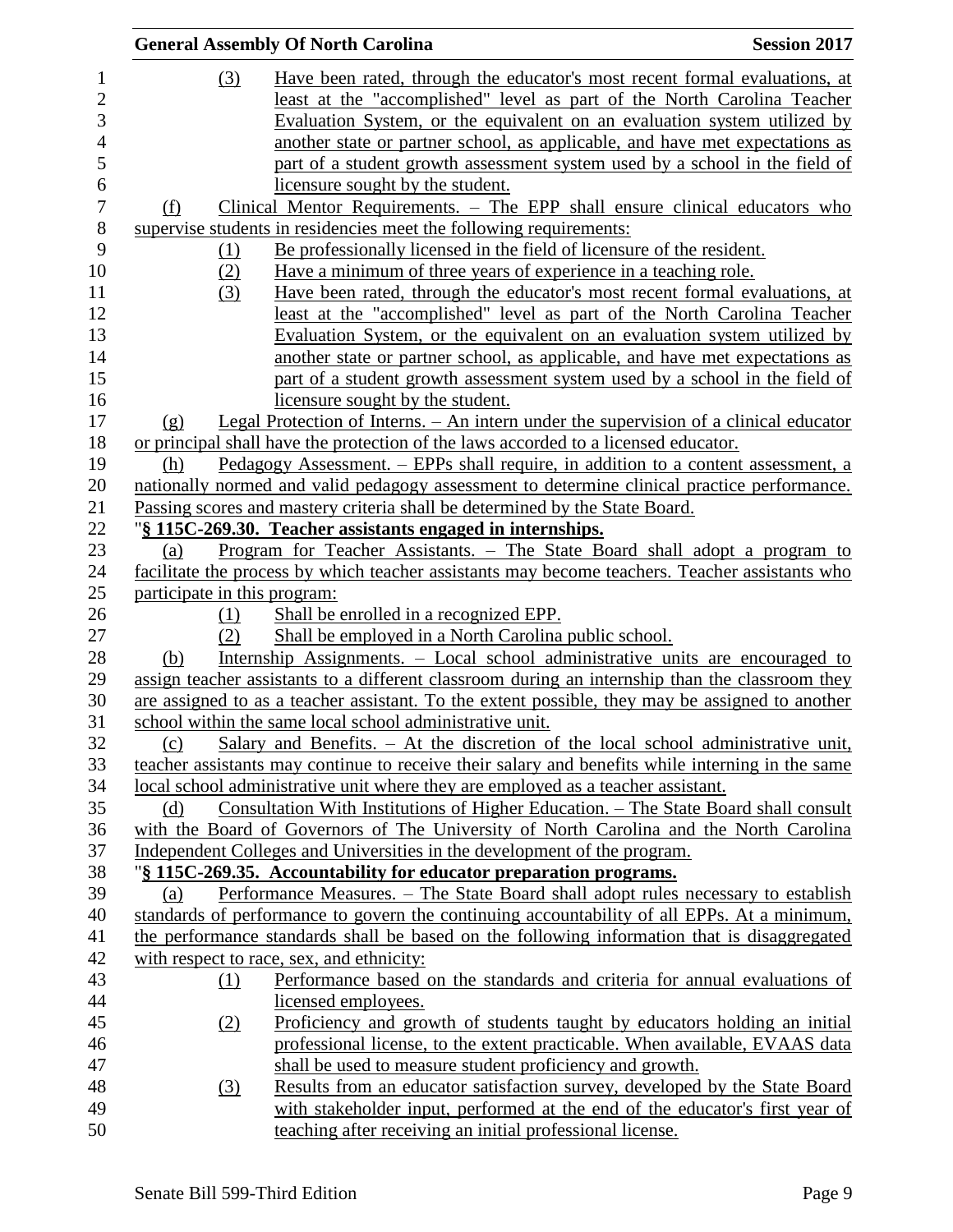(3) Have been rated, through the educator's most recent formal evaluations, at least at the "accomplished" level as part of the North Carolina Teacher Evaluation System, or the equivalent on an evaluation system utilized by another state or partner school, as applicable, and have met expectations as part of a student growth assessment system used by a school in the field of licensure sought by the student.

(f) Clinical Mentor Requirements. – The EPP shall ensure clinical educators who supervise students in residencies meet the following requirements:

(1) Be professionally licensed in the field of licensure of the resident.

(2) Have a minimum of three years of experience in a teaching role.

(3) Have been rated, through the educator's most recent formal evaluations, at least at the "accomplished" level as part of the North Carolina Teacher Evaluation System, or the equivalent on an evaluation system utilized by another state or partner school, as applicable, and have met expectations as part of a student growth assessment system used by a school in the field of licensure sought by the student.

(g) Legal Protection of Interns. – An intern under the supervision of a clinical educator or principal shall have the protection of the laws accorded to a licensed educator.

(h) Pedagogy Assessment. – EPPs shall require, in addition to a content assessment, a nationally normed and valid pedagogy assessment to determine clinical practice performance. Passing scores and mastery criteria shall be determined by the State Board.

"**§ 115C-269.30. Teacher assistants engaged in internships.**

(a) Program for Teacher Assistants. – The State Board shall adopt a program to facilitate the process by which teacher assistants may become teachers. Teacher assistants who participate in this program:

(1) Shall be enrolled in a recognized EPP.

(2) Shall be employed in a North Carolina public school.

(b) Internship Assignments. – Local school administrative units are encouraged to assign teacher assistants to a different classroom during an internship than the classroom they are assigned to as a teacher assistant. To the extent possible, they may be assigned to another school within the same local school administrative unit.

(c) Salary and Benefits. – At the discretion of the local school administrative unit, teacher assistants may continue to receive their salary and benefits while interning in the same local school administrative unit where they are employed as a teacher assistant.

(d) Consultation With Institutions of Higher Education. – The State Board shall consult with the Board of Governors of The University of North Carolina and the North Carolina Independent Colleges and Universities in the development of the program.

"**§ 115C-269.35. Accountability for educator preparation programs.**

(a) Performance Measures. – The State Board shall adopt rules necessary to establish standards of performance to govern the continuing accountability of all EPPs. At a minimum, the performance standards shall be based on the following information that is disaggregated with respect to race, sex, and ethnicity:

(1) Performance based on the standards and criteria for annual evaluations of licensed employees.

(2) Proficiency and growth of students taught by educators holding an initial professional license, to the extent practicable. When available, EVAAS data shall be used to measure student proficiency and growth.

(3) Results from an educator satisfaction survey, developed by the State Board with stakeholder input, performed at the end of the educator's first year of teaching after receiving an initial professional license.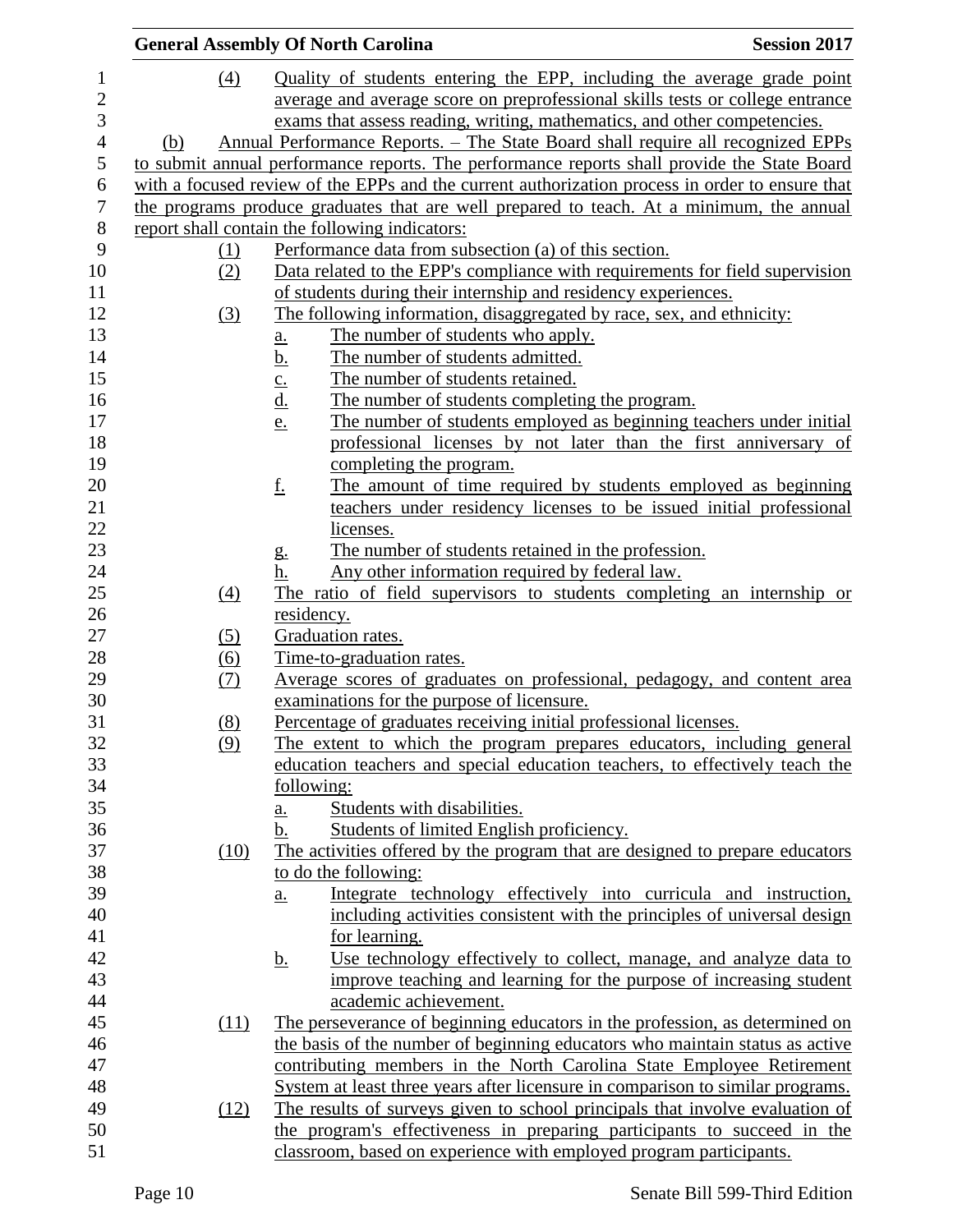(4) Quality of students entering the EPP, including the average grade point average and average score on preprofessional skills tests or college entrance exams that assess reading, writing, mathematics, and other competencies.

(b) Annual Performance Reports. – The State Board shall require all recognized EPPs to submit annual performance reports. The performance reports shall provide the State Board with a focused review of the EPPs and the current authorization process in order to ensure that the programs produce graduates that are well prepared to teach. At a minimum, the annual report shall contain the following indicators:

(1) Performance data from subsection (a) of this section.

(2) Data related to the EPP's compliance with requirements for field supervision of students during their internship and residency experiences.

(3) The following information, disaggregated by race, sex, and ethnicity:
   a. The number of students who apply.
   b. The number of students admitted.
   c. The number of students retained.
   d. The number of students completing the program.
   e. The number of students employed as beginning teachers under initial professional licenses by not later than the first anniversary of completing the program.
   f. The amount of time required by students employed as beginning teachers under residency licenses to be issued initial professional licenses.
   g. The number of students retained in the profession.
   h. Any other information required by federal law.

(4) The ratio of field supervisors to students completing an internship or residency.

(5) Graduation rates.

(6) Time-to-graduation rates.

(7) Average scores of graduates on professional, pedagogy, and content area examinations for the purpose of licensure.

(8) Percentage of graduates receiving initial professional licenses.

(9) The extent to which the program prepares educators, including general education teachers and special education teachers, to effectively teach the following:
   a. Students with disabilities.
   b. Students of limited English proficiency.

(10) The activities offered by the program that are designed to prepare educators to do the following:
   a. Integrate technology effectively into curricula and instruction, including activities consistent with the principles of universal design for learning.
   b. Use technology effectively to collect, manage, and analyze data to improve teaching and learning for the purpose of increasing student academic achievement.

(11) The perseverance of beginning educators in the profession, as determined on the basis of the number of beginning educators who maintain status as active contributing members in the North Carolina State Employee Retirement System at least three years after licensure in comparison to similar programs.

(12) The results of surveys given to school principals that involve evaluation of the program's effectiveness in preparing participants to succeed in the classroom, based on experience with employed program participants.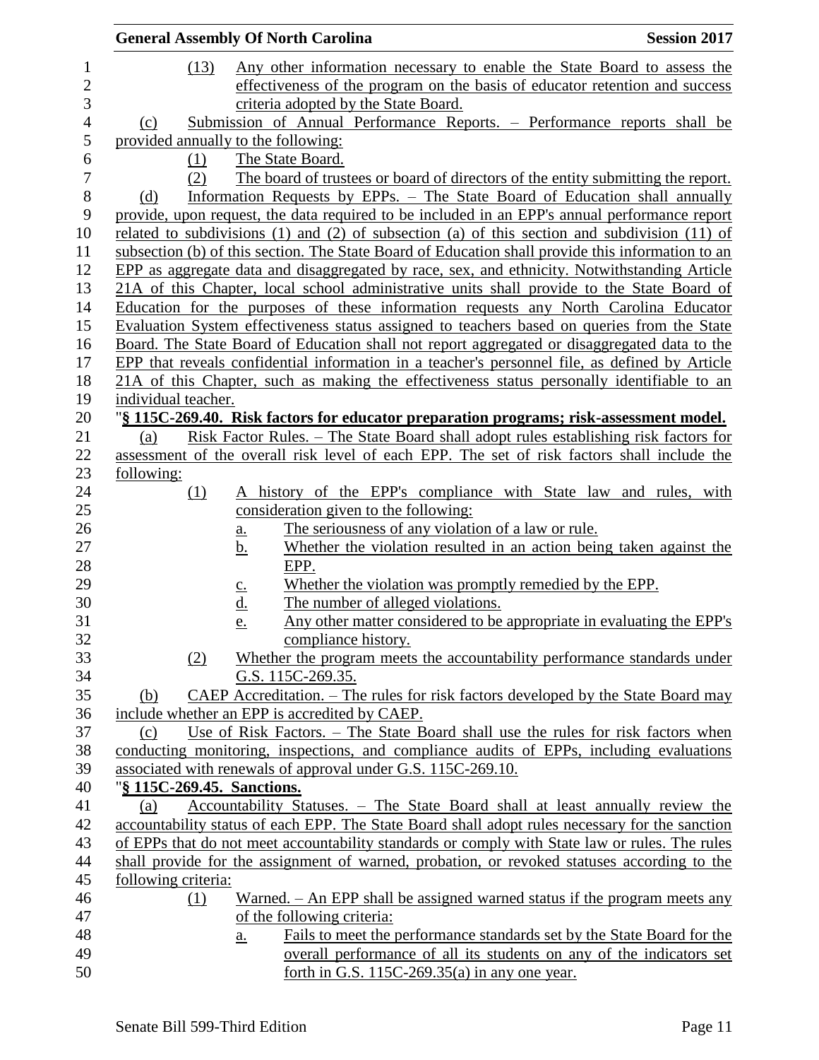(13) Any other information necessary to enable the State Board to assess the effectiveness of the program on the basis of educator retention and success criteria adopted by the State Board.

(c) Submission of Annual Performance Reports. – Performance reports shall be provided annually to the following:

(1) The State Board.

(2) The board of trustees or board of directors of the entity submitting the report.

(d) Information Requests by EPPs. – The State Board of Education shall annually provide, upon request, the data required to be included in an EPP's annual performance report related to subdivisions (1) and (2) of subsection (a) of this section and subdivision (11) of subsection (b) of this section. The State Board of Education shall provide this information to an EPP as aggregate data and disaggregated by race, sex, and ethnicity. Notwithstanding Article 21A of this Chapter, local school administrative units shall provide to the State Board of Education for the purposes of these information requests any North Carolina Educator Evaluation System effectiveness status assigned to teachers based on queries from the State Board. The State Board of Education shall not report aggregated or disaggregated data to the EPP that reveals confidential information in a teacher's personnel file, as defined by Article 21A of this Chapter, such as making the effectiveness status personally identifiable to an individual teacher.

"**§ 115C-269.40. Risk factors for educator preparation programs; risk-assessment model.**

(a) Risk Factor Rules. – The State Board shall adopt rules establishing risk factors for assessment of the overall risk level of each EPP. The set of risk factors shall include the following:

(1) A history of the EPP's compliance with State law and rules, with consideration given to the following:

a. The seriousness of any violation of a law or rule.

b. Whether the violation resulted in an action being taken against the EPP.

c. Whether the violation was promptly remedied by the EPP.

d. The number of alleged violations.

e. Any other matter considered to be appropriate in evaluating the EPP's compliance history.

(2) Whether the program meets the accountability performance standards under G.S. 115C-269.35.

(b) CAEP Accreditation. – The rules for risk factors developed by the State Board may include whether an EPP is accredited by CAEP.

(c) Use of Risk Factors. – The State Board shall use the rules for risk factors when conducting monitoring, inspections, and compliance audits of EPPs, including evaluations associated with renewals of approval under G.S. 115C-269.10.

"**§ 115C-269.45. Sanctions.**

(a) Accountability Statuses. – The State Board shall at least annually review the accountability status of each EPP. The State Board shall adopt rules necessary for the sanction of EPPs that do not meet accountability standards or comply with State law or rules. The rules shall provide for the assignment of warned, probation, or revoked statuses according to the following criteria:

(1) Warned. – An EPP shall be assigned warned status if the program meets any of the following criteria:

a. Fails to meet the performance standards set by the State Board for the overall performance of all its students on any of the indicators set forth in G.S. 115C-269.35(a) in any one year.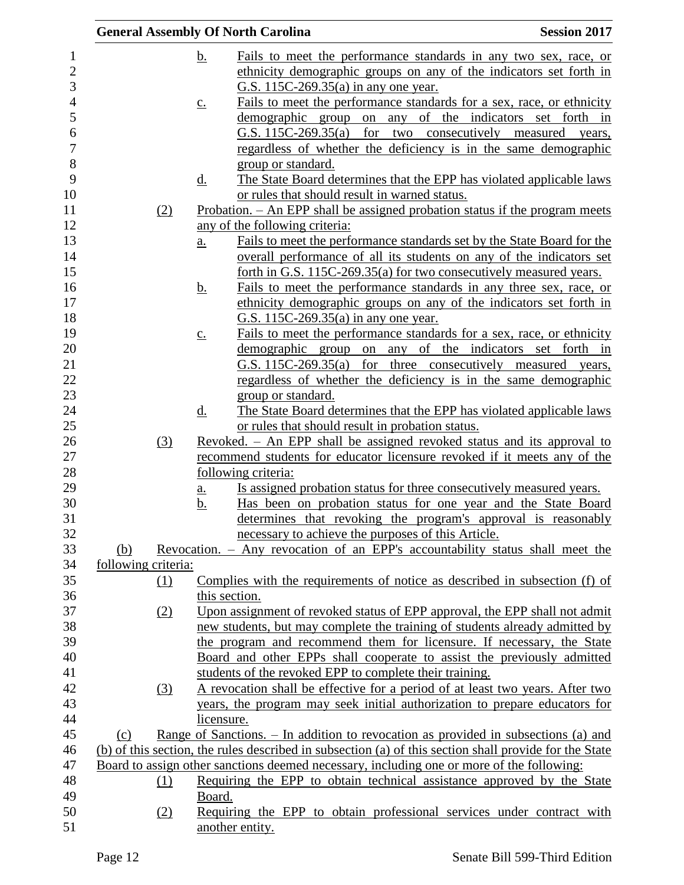b. Fails to meet the performance standards in any two sex, race, or ethnicity demographic groups on any of the indicators set forth in G.S. 115C-269.35(a) in any one year.

c. Fails to meet the performance standards for a sex, race, or ethnicity demographic group on any of the indicators set forth in G.S. 115C-269.35(a) for two consecutively measured years, regardless of whether the deficiency is in the same demographic group or standard.

d. The State Board determines that the EPP has violated applicable laws or rules that should result in warned status.

(2) Probation. – An EPP shall be assigned probation status if the program meets any of the following criteria:

a. Fails to meet the performance standards set by the State Board for the overall performance of all its students on any of the indicators set forth in G.S. 115C-269.35(a) for two consecutively measured years.

b. Fails to meet the performance standards in any three sex, race, or ethnicity demographic groups on any of the indicators set forth in G.S. 115C-269.35(a) in any one year.

c. Fails to meet the performance standards for a sex, race, or ethnicity demographic group on any of the indicators set forth in G.S. 115C-269.35(a) for three consecutively measured years, regardless of whether the deficiency is in the same demographic group or standard.

d. The State Board determines that the EPP has violated applicable laws or rules that should result in probation status.

(3) Revoked. – An EPP shall be assigned revoked status and its approval to recommend students for educator licensure revoked if it meets any of the following criteria:

a. Is assigned probation status for three consecutively measured years.

b. Has been on probation status for one year and the State Board determines that revoking the program's approval is reasonably necessary to achieve the purposes of this Article.

(b) Revocation. – Any revocation of an EPP's accountability status shall meet the following criteria:

(1) Complies with the requirements of notice as described in subsection (f) of this section.

(2) Upon assignment of revoked status of EPP approval, the EPP shall not admit new students, but may complete the training of students already admitted by the program and recommend them for licensure. If necessary, the State Board and other EPPs shall cooperate to assist the previously admitted students of the revoked EPP to complete their training.

(3) A revocation shall be effective for a period of at least two years. After two years, the program may seek initial authorization to prepare educators for licensure.

(c) Range of Sanctions. – In addition to revocation as provided in subsections (a) and (b) of this section, the rules described in subsection (a) of this section shall provide for the State Board to assign other sanctions deemed necessary, including one or more of the following:

(1) Requiring the EPP to obtain technical assistance approved by the State Board.

(2) Requiring the EPP to obtain professional services under contract with another entity.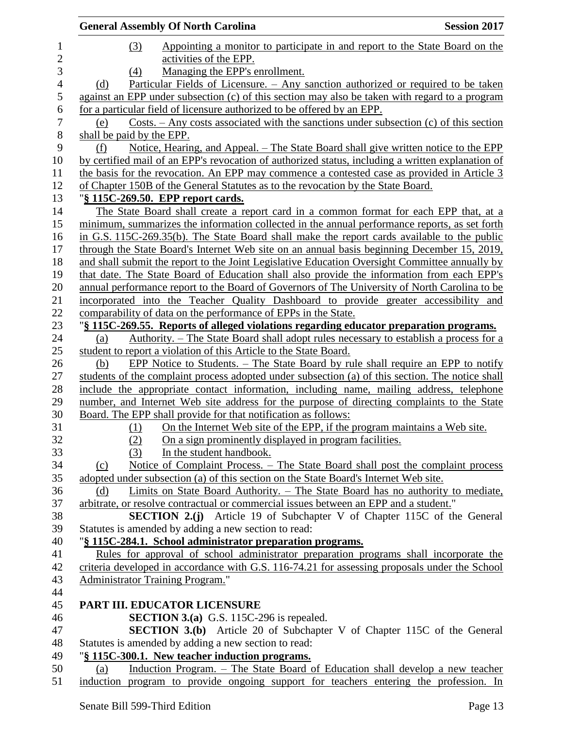(3) Appointing a monitor to participate in and report to the State Board on the activities of the EPP.

(4) Managing the EPP's enrollment.

(d) Particular Fields of Licensure. – Any sanction authorized or required to be taken against an EPP under subsection (c) of this section may also be taken with regard to a program for a particular field of licensure authorized to be offered by an EPP.

(e) Costs. – Any costs associated with the sanctions under subsection (c) of this section shall be paid by the EPP.

(f) Notice, Hearing, and Appeal. – The State Board shall give written notice to the EPP by certified mail of an EPP's revocation of authorized status, including a written explanation of the basis for the revocation. An EPP may commence a contested case as provided in Article 3 of Chapter 150B of the General Statutes as to the revocation by the State Board.

"**§ 115C-269.50. EPP report cards.**

The State Board shall create a report card in a common format for each EPP that, at a minimum, summarizes the information collected in the annual performance reports, as set forth in G.S. 115C-269.35(b). The State Board shall make the report cards available to the public through the State Board's Internet Web site on an annual basis beginning December 15, 2019, and shall submit the report to the Joint Legislative Education Oversight Committee annually by that date. The State Board of Education shall also provide the information from each EPP's annual performance report to the Board of Governors of The University of North Carolina to be incorporated into the Teacher Quality Dashboard to provide greater accessibility and comparability of data on the performance of EPPs in the State.

"**§ 115C-269.55. Reports of alleged violations regarding educator preparation programs.**

(a) Authority. – The State Board shall adopt rules necessary to establish a process for a student to report a violation of this Article to the State Board.

(b) EPP Notice to Students. – The State Board by rule shall require an EPP to notify students of the complaint process adopted under subsection (a) of this section. The notice shall include the appropriate contact information, including name, mailing address, telephone number, and Internet Web site address for the purpose of directing complaints to the State Board. The EPP shall provide for that notification as follows:

(1) On the Internet Web site of the EPP, if the program maintains a Web site.

(2) On a sign prominently displayed in program facilities.

(3) In the student handbook.

(c) Notice of Complaint Process. – The State Board shall post the complaint process adopted under subsection (a) of this section on the State Board's Internet Web site.

(d) Limits on State Board Authority. – The State Board has no authority to mediate, arbitrate, or resolve contractual or commercial issues between an EPP and a student."

**SECTION 2.(j)** Article 19 of Subchapter V of Chapter 115C of the General Statutes is amended by adding a new section to read:

"**§ 115C-284.1. School administrator preparation programs.**

Rules for approval of school administrator preparation programs shall incorporate the criteria developed in accordance with G.S. 116-74.21 for assessing proposals under the School Administrator Training Program."

**PART III. EDUCATOR LICENSURE**

**SECTION 3.(a)** G.S. 115C-296 is repealed.

**SECTION 3.(b)** Article 20 of Subchapter V of Chapter 115C of the General Statutes is amended by adding a new section to read:

"**§ 115C-300.1. New teacher induction programs.**

(a) Induction Program. – The State Board of Education shall develop a new teacher induction program to provide ongoing support for teachers entering the profession. In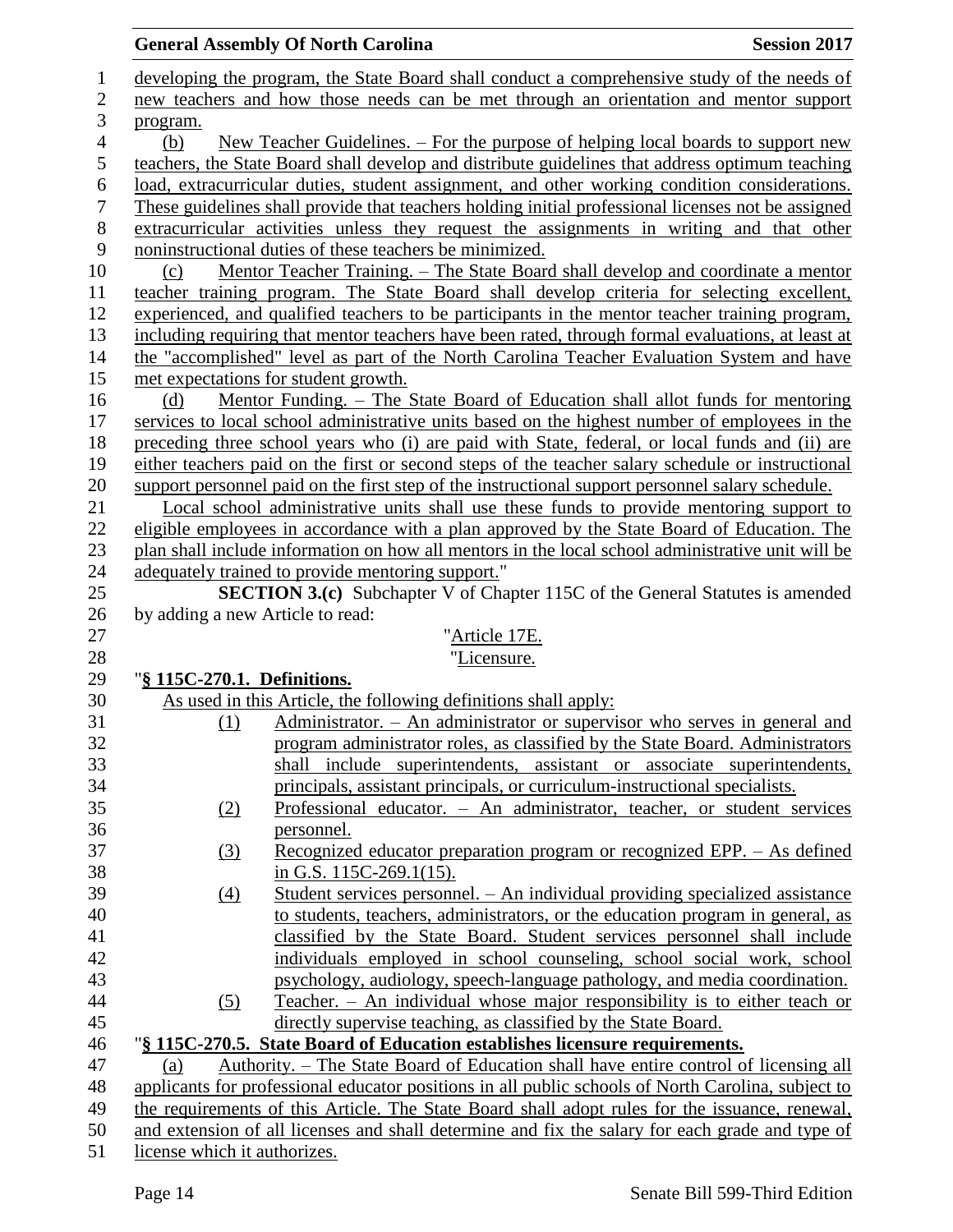developing the program, the State Board shall conduct a comprehensive study of the needs of new teachers and how those needs can be met through an orientation and mentor support program.

(b) New Teacher Guidelines. – For the purpose of helping local boards to support new teachers, the State Board shall develop and distribute guidelines that address optimum teaching load, extracurricular duties, student assignment, and other working condition considerations. These guidelines shall provide that teachers holding initial professional licenses not be assigned extracurricular activities unless they request the assignments in writing and that other noninstructional duties of these teachers be minimized.

(c) Mentor Teacher Training. – The State Board shall develop and coordinate a mentor teacher training program. The State Board shall develop criteria for selecting excellent, experienced, and qualified teachers to be participants in the mentor teacher training program, including requiring that mentor teachers have been rated, through formal evaluations, at least at the "accomplished" level as part of the North Carolina Teacher Evaluation System and have met expectations for student growth.

(d) Mentor Funding. – The State Board of Education shall allot funds for mentoring services to local school administrative units based on the highest number of employees in the preceding three school years who (i) are paid with State, federal, or local funds and (ii) are either teachers paid on the first or second steps of the teacher salary schedule or instructional support personnel paid on the first step of the instructional support personnel salary schedule.

Local school administrative units shall use these funds to provide mentoring support to eligible employees in accordance with a plan approved by the State Board of Education. The plan shall include information on how all mentors in the local school administrative unit will be adequately trained to provide mentoring support."

**SECTION 3.(c)** Subchapter V of Chapter 115C of the General Statutes is amended by adding a new Article to read:

"Article 17E.

"Licensure.

"**§ 115C-270.1. Definitions.**

As used in this Article, the following definitions shall apply:

(1) Administrator. – An administrator or supervisor who serves in general and program administrator roles, as classified by the State Board. Administrators shall include superintendents, assistant or associate superintendents, principals, assistant principals, or curriculum-instructional specialists.

(2) Professional educator. – An administrator, teacher, or student services personnel.

(3) Recognized educator preparation program or recognized EPP. – As defined in G.S. 115C-269.1(15).

(4) Student services personnel. – An individual providing specialized assistance to students, teachers, administrators, or the education program in general, as classified by the State Board. Student services personnel shall include individuals employed in school counseling, school social work, school psychology, audiology, speech-language pathology, and media coordination.

(5) Teacher. – An individual whose major responsibility is to either teach or directly supervise teaching, as classified by the State Board.

"**§ 115C-270.5. State Board of Education establishes licensure requirements.**

(a) Authority. – The State Board of Education shall have entire control of licensing all applicants for professional educator positions in all public schools of North Carolina, subject to the requirements of this Article. The State Board shall adopt rules for the issuance, renewal, and extension of all licenses and shall determine and fix the salary for each grade and type of license which it authorizes.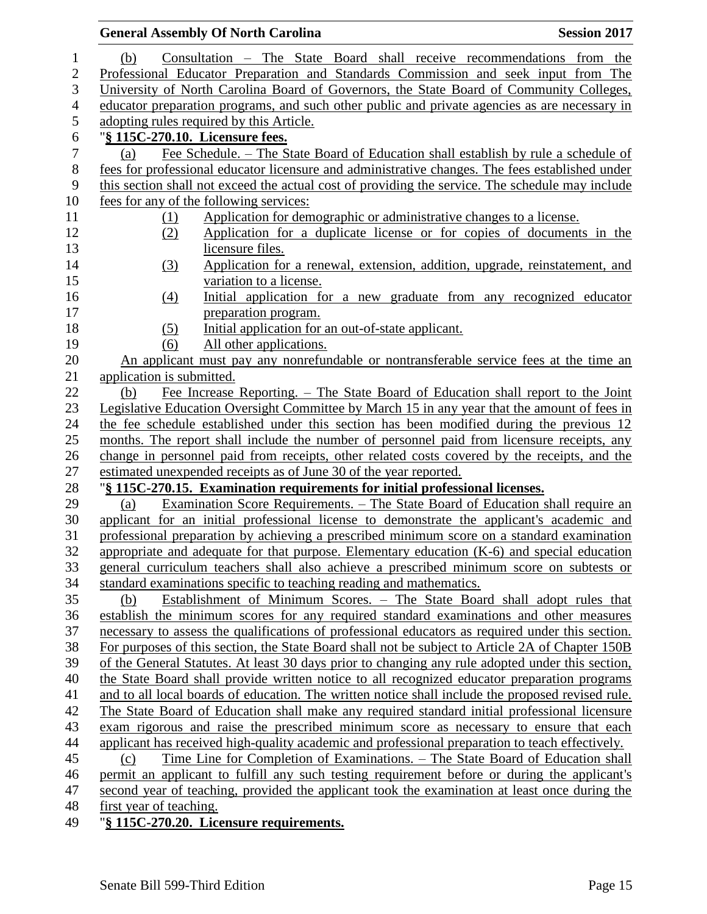(b) Consultation – The State Board shall receive recommendations from the Professional Educator Preparation and Standards Commission and seek input from The University of North Carolina Board of Governors, the State Board of Community Colleges, educator preparation programs, and such other public and private agencies as are necessary in adopting rules required by this Article.

"**§ 115C-270.10. Licensure fees.**

(a) Fee Schedule. – The State Board of Education shall establish by rule a schedule of fees for professional educator licensure and administrative changes. The fees established under this section shall not exceed the actual cost of providing the service. The schedule may include fees for any of the following services:

(1) Application for demographic or administrative changes to a license.
(2) Application for a duplicate license or for copies of documents in the licensure files.
(3) Application for a renewal, extension, addition, upgrade, reinstatement, and variation to a license.
(4) Initial application for a new graduate from any recognized educator preparation program.
(5) Initial application for an out-of-state applicant.
(6) All other applications.

An applicant must pay any nonrefundable or nontransferable service fees at the time an application is submitted.

(b) Fee Increase Reporting. – The State Board of Education shall report to the Joint Legislative Education Oversight Committee by March 15 in any year that the amount of fees in the fee schedule established under this section has been modified during the previous 12 months. The report shall include the number of personnel paid from licensure receipts, any change in personnel paid from receipts, other related costs covered by the receipts, and the estimated unexpended receipts as of June 30 of the year reported.

"**§ 115C-270.15. Examination requirements for initial professional licenses.**

(a) Examination Score Requirements. – The State Board of Education shall require an applicant for an initial professional license to demonstrate the applicant's academic and professional preparation by achieving a prescribed minimum score on a standard examination appropriate and adequate for that purpose. Elementary education (K-6) and special education general curriculum teachers shall also achieve a prescribed minimum score on subtests or standard examinations specific to teaching reading and mathematics.

(b) Establishment of Minimum Scores. – The State Board shall adopt rules that establish the minimum scores for any required standard examinations and other measures necessary to assess the qualifications of professional educators as required under this section. For purposes of this section, the State Board shall not be subject to Article 2A of Chapter 150B of the General Statutes. At least 30 days prior to changing any rule adopted under this section, the State Board shall provide written notice to all recognized educator preparation programs and to all local boards of education. The written notice shall include the proposed revised rule. The State Board of Education shall make any required standard initial professional licensure exam rigorous and raise the prescribed minimum score as necessary to ensure that each applicant has received high-quality academic and professional preparation to teach effectively.

(c) Time Line for Completion of Examinations. – The State Board of Education shall permit an applicant to fulfill any such testing requirement before or during the applicant's second year of teaching, provided the applicant took the examination at least once during the first year of teaching.

"**§ 115C-270.20. Licensure requirements.**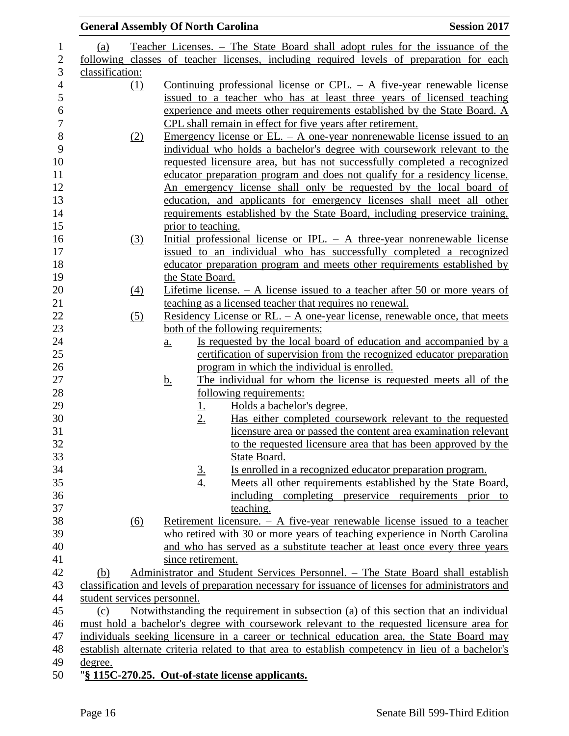(a) Teacher Licenses. – The State Board shall adopt rules for the issuance of the following classes of teacher licenses, including required levels of preparation for each classification:

(1) Continuing professional license or CPL. – A five-year renewable license issued to a teacher who has at least three years of licensed teaching experience and meets other requirements established by the State Board. A CPL shall remain in effect for five years after retirement.

(2) Emergency license or EL. – A one-year nonrenewable license issued to an individual who holds a bachelor's degree with coursework relevant to the requested licensure area, but has not successfully completed a recognized educator preparation program and does not qualify for a residency license. An emergency license shall only be requested by the local board of education, and applicants for emergency licenses shall meet all other requirements established by the State Board, including preservice training, prior to teaching.

(3) Initial professional license or IPL. – A three-year nonrenewable license issued to an individual who has successfully completed a recognized educator preparation program and meets other requirements established by the State Board.

(4) Lifetime license. – A license issued to a teacher after 50 or more years of teaching as a licensed teacher that requires no renewal.

(5) Residency License or RL. – A one-year license, renewable once, that meets both of the following requirements:

a. Is requested by the local board of education and accompanied by a certification of supervision from the recognized educator preparation program in which the individual is enrolled.

b. The individual for whom the license is requested meets all of the following requirements:

1. Holds a bachelor's degree.
2. Has either completed coursework relevant to the requested licensure area or passed the content area examination relevant to the requested licensure area that has been approved by the State Board.
3. Is enrolled in a recognized educator preparation program.
4. Meets all other requirements established by the State Board, including completing preservice requirements prior to teaching.

(6) Retirement licensure. – A five-year renewable license issued to a teacher who retired with 30 or more years of teaching experience in North Carolina and who has served as a substitute teacher at least once every three years since retirement.

(b) Administrator and Student Services Personnel. – The State Board shall establish classification and levels of preparation necessary for issuance of licenses for administrators and student services personnel.

(c) Notwithstanding the requirement in subsection (a) of this section that an individual must hold a bachelor's degree with coursework relevant to the requested licensure area for individuals seeking licensure in a career or technical education area, the State Board may establish alternate criteria related to that area to establish competency in lieu of a bachelor's degree.

"**§ 115C-270.25. Out-of-state license applicants.**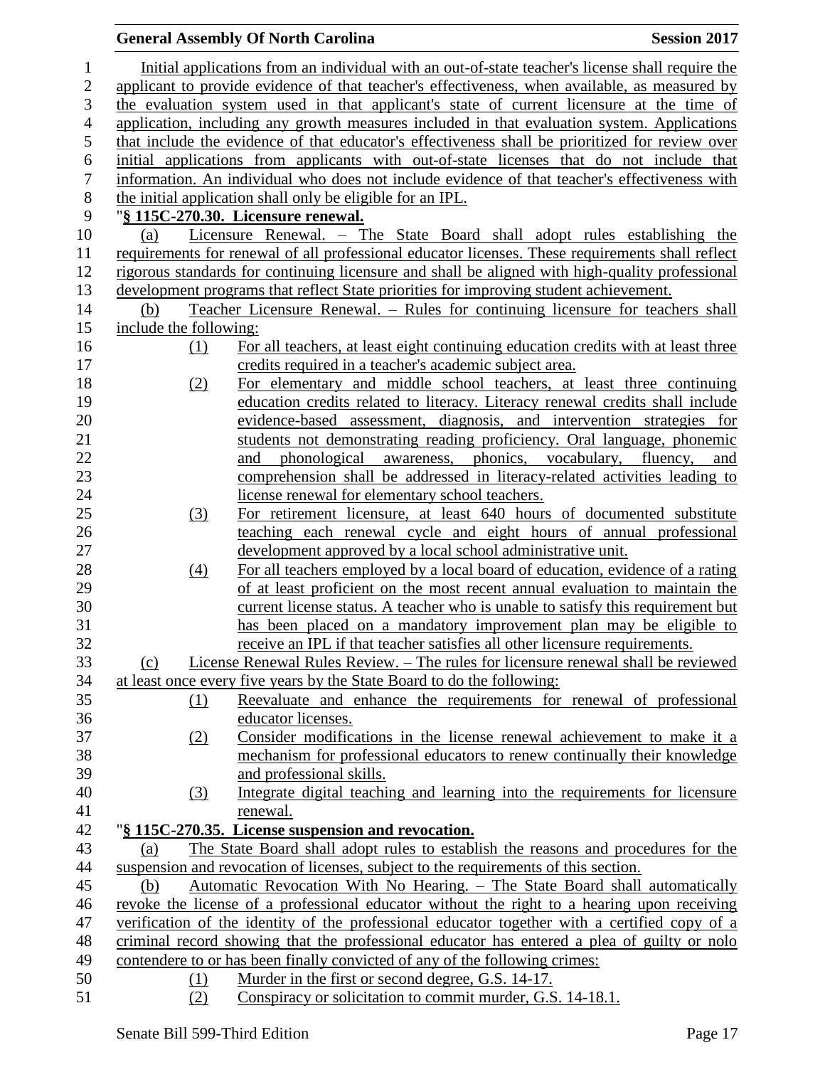Initial applications from an individual with an out-of-state teacher's license shall require the applicant to provide evidence of that teacher's effectiveness, when available, as measured by the evaluation system used in that applicant's state of current licensure at the time of application, including any growth measures included in that evaluation system. Applications that include the evidence of that educator's effectiveness shall be prioritized for review over initial applications from applicants with out-of-state licenses that do not include that information. An individual who does not include evidence of that teacher's effectiveness with the initial application shall only be eligible for an IPL.

"**§ 115C-270.30. Licensure renewal.**

(a) Licensure Renewal. – The State Board shall adopt rules establishing the requirements for renewal of all professional educator licenses. These requirements shall reflect rigorous standards for continuing licensure and shall be aligned with high-quality professional development programs that reflect State priorities for improving student achievement.

(b) Teacher Licensure Renewal. – Rules for continuing licensure for teachers shall include the following:

(1) For all teachers, at least eight continuing education credits with at least three credits required in a teacher's academic subject area.

(2) For elementary and middle school teachers, at least three continuing education credits related to literacy. Literacy renewal credits shall include evidence-based assessment, diagnosis, and intervention strategies for students not demonstrating reading proficiency. Oral language, phonemic and phonological awareness, phonics, vocabulary, fluency, and comprehension shall be addressed in literacy-related activities leading to license renewal for elementary school teachers.

(3) For retirement licensure, at least 640 hours of documented substitute teaching each renewal cycle and eight hours of annual professional development approved by a local school administrative unit.

(4) For all teachers employed by a local board of education, evidence of a rating of at least proficient on the most recent annual evaluation to maintain the current license status. A teacher who is unable to satisfy this requirement but has been placed on a mandatory improvement plan may be eligible to receive an IPL if that teacher satisfies all other licensure requirements.

(c) License Renewal Rules Review. – The rules for licensure renewal shall be reviewed at least once every five years by the State Board to do the following:

(1) Reevaluate and enhance the requirements for renewal of professional educator licenses.

(2) Consider modifications in the license renewal achievement to make it a mechanism for professional educators to renew continually their knowledge and professional skills.

(3) Integrate digital teaching and learning into the requirements for licensure renewal.

"**§ 115C-270.35. License suspension and revocation.**

(a) The State Board shall adopt rules to establish the reasons and procedures for the suspension and revocation of licenses, subject to the requirements of this section.

(b) Automatic Revocation With No Hearing. – The State Board shall automatically revoke the license of a professional educator without the right to a hearing upon receiving verification of the identity of the professional educator together with a certified copy of a criminal record showing that the professional educator has entered a plea of guilty or nolo contendere to or has been finally convicted of any of the following crimes:

(1) Murder in the first or second degree, G.S. 14-17.

(2) Conspiracy or solicitation to commit murder, G.S. 14-18.1.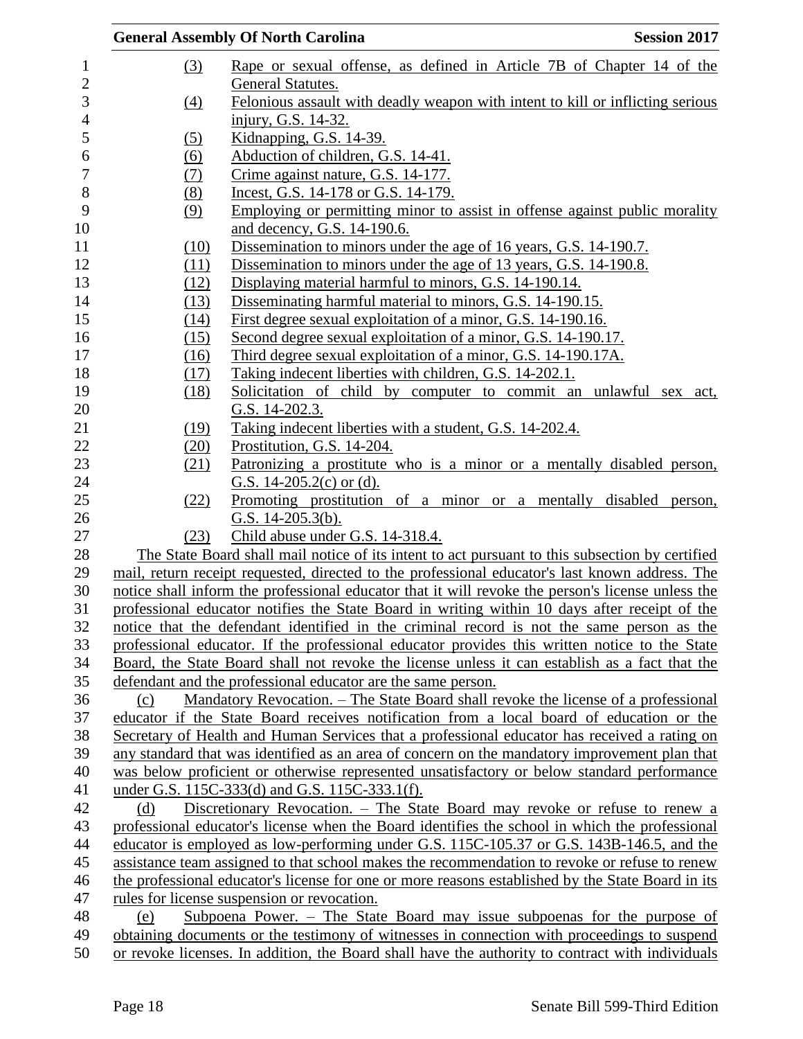(3) Rape or sexual offense, as defined in Article 7B of Chapter 14 of the General Statutes.
(4) Felonious assault with deadly weapon with intent to kill or inflicting serious injury, G.S. 14-32.
(5) Kidnapping, G.S. 14-39.
(6) Abduction of children, G.S. 14-41.
(7) Crime against nature, G.S. 14-177.
(8) Incest, G.S. 14-178 or G.S. 14-179.
(9) Employing or permitting minor to assist in offense against public morality and decency, G.S. 14-190.6.
(10) Dissemination to minors under the age of 16 years, G.S. 14-190.7.
(11) Dissemination to minors under the age of 13 years, G.S. 14-190.8.
(12) Displaying material harmful to minors, G.S. 14-190.14.
(13) Disseminating harmful material to minors, G.S. 14-190.15.
(14) First degree sexual exploitation of a minor, G.S. 14-190.16.
(15) Second degree sexual exploitation of a minor, G.S. 14-190.17.
(16) Third degree sexual exploitation of a minor, G.S. 14-190.17A.
(17) Taking indecent liberties with children, G.S. 14-202.1.
(18) Solicitation of child by computer to commit an unlawful sex act, G.S. 14-202.3.
(19) Taking indecent liberties with a student, G.S. 14-202.4.
(20) Prostitution, G.S. 14-204.
(21) Patronizing a prostitute who is a minor or a mentally disabled person, G.S. 14-205.2(c) or (d).
(22) Promoting prostitution of a minor or a mentally disabled person, G.S. 14-205.3(b).
(23) Child abuse under G.S. 14-318.4.

The State Board shall mail notice of its intent to act pursuant to this subsection by certified mail, return receipt requested, directed to the professional educator's last known address. The notice shall inform the professional educator that it will revoke the person's license unless the professional educator notifies the State Board in writing within 10 days after receipt of the notice that the defendant identified in the criminal record is not the same person as the professional educator. If the professional educator provides this written notice to the State Board, the State Board shall not revoke the license unless it can establish as a fact that the defendant and the professional educator are the same person.

(c) Mandatory Revocation. – The State Board shall revoke the license of a professional educator if the State Board receives notification from a local board of education or the Secretary of Health and Human Services that a professional educator has received a rating on any standard that was identified as an area of concern on the mandatory improvement plan that was below proficient or otherwise represented unsatisfactory or below standard performance under G.S. 115C-333(d) and G.S. 115C-333.1(f).

(d) Discretionary Revocation. – The State Board may revoke or refuse to renew a professional educator's license when the Board identifies the school in which the professional educator is employed as low-performing under G.S. 115C-105.37 or G.S. 143B-146.5, and the assistance team assigned to that school makes the recommendation to revoke or refuse to renew the professional educator's license for one or more reasons established by the State Board in its rules for license suspension or revocation.

(e) Subpoena Power. – The State Board may issue subpoenas for the purpose of obtaining documents or the testimony of witnesses in connection with proceedings to suspend or revoke licenses. In addition, the Board shall have the authority to contract with individuals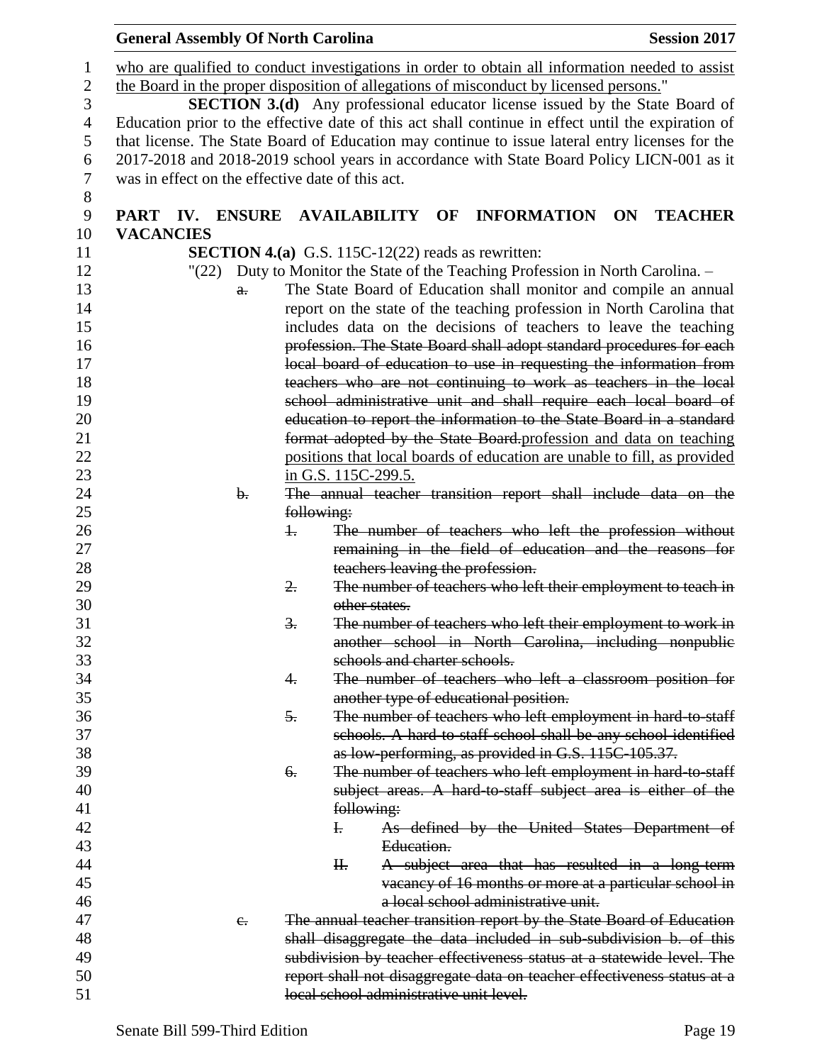who are qualified to conduct investigations in order to obtain all information needed to assist the Board in the proper disposition of allegations of misconduct by licensed persons."

**SECTION 3.(d)** Any professional educator license issued by the State Board of Education prior to the effective date of this act shall continue in effect until the expiration of that license. The State Board of Education may continue to issue lateral entry licenses for the 2017-2018 and 2018-2019 school years in accordance with State Board Policy LICN-001 as it was in effect on the effective date of this act.

**PART IV. ENSURE AVAILABILITY OF INFORMATION ON TEACHER VACANCIES**

**SECTION 4.(a)** G.S. 115C-12(22) reads as rewritten:

"(22) Duty to Monitor the State of the Teaching Profession in North Carolina. –

~~a.~~ The State Board of Education shall monitor and compile an annual report on the state of the teaching profession in North Carolina that includes data on the decisions of teachers to leave the teaching ~~profession. The State Board shall adopt standard procedures for each local board of education to use in requesting the information from teachers who are not continuing to work as teachers in the local school administrative unit and shall require each local board of education to report the information to the State Board in a standard format adopted by the State Board.~~profession and data on teaching positions that local boards of education are unable to fill, as provided in G.S. 115C-299.5.

~~b. The annual teacher transition report shall include data on the following:~~

~~1. The number of teachers who left the profession without remaining in the field of education and the reasons for teachers leaving the profession.~~

~~2. The number of teachers who left their employment to teach in other states.~~

~~3. The number of teachers who left their employment to work in another school in North Carolina, including nonpublic schools and charter schools.~~

~~4. The number of teachers who left a classroom position for another type of educational position.~~

~~5. The number of teachers who left employment in hard-to-staff schools. A hard-to-staff school shall be any school identified as low-performing, as provided in G.S. 115C-105.37.~~

~~6. The number of teachers who left employment in hard-to-staff subject areas. A hard-to-staff subject area is either of the following:~~

~~I. As defined by the United States Department of Education.~~

~~II. A subject area that has resulted in a long-term vacancy of 16 months or more at a particular school in a local school administrative unit.~~

~~c. The annual teacher transition report by the State Board of Education shall disaggregate the data included in sub-subdivision b. of this subdivision by teacher effectiveness status at a statewide level. The report shall not disaggregate data on teacher effectiveness status at a local school administrative unit level.~~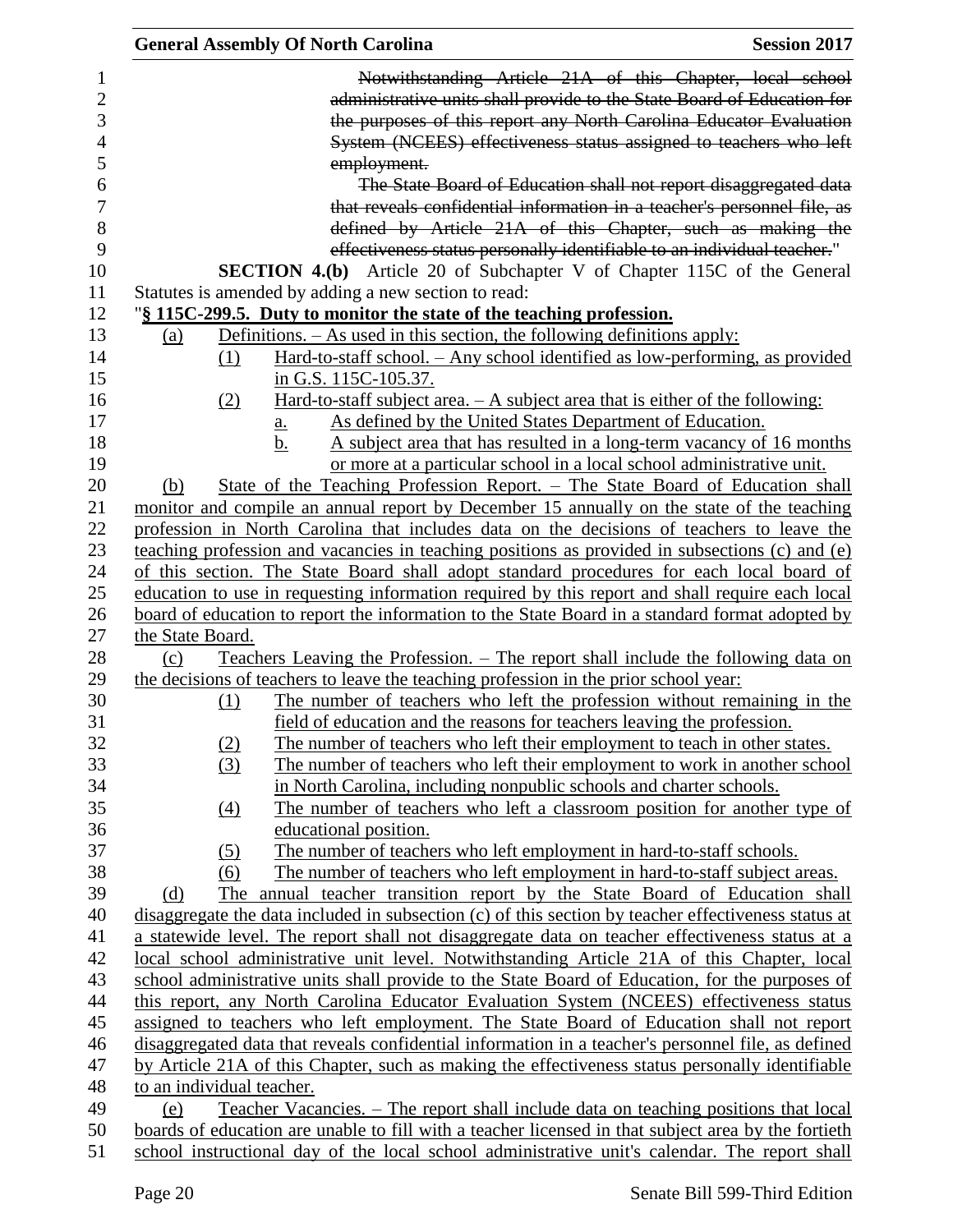~~Notwithstanding Article 21A of this Chapter, local school administrative units shall provide to the State Board of Education for the purposes of this report any North Carolina Educator Evaluation System (NCEES) effectiveness status assigned to teachers who left employment.~~

~~The State Board of Education shall not report disaggregated data that reveals confidential information in a teacher's personnel file, as defined by Article 21A of this Chapter, such as making the effectiveness status personally identifiable to an individual teacher.~~"

**SECTION 4.(b)** Article 20 of Subchapter V of Chapter 115C of the General Statutes is amended by adding a new section to read:

"**§ 115C-299.5. Duty to monitor the state of the teaching profession.**

(a) Definitions. – As used in this section, the following definitions apply:

(1) Hard-to-staff school. – Any school identified as low-performing, as provided in G.S. 115C-105.37.

(2) Hard-to-staff subject area. – A subject area that is either of the following:

a. As defined by the United States Department of Education.

b. A subject area that has resulted in a long-term vacancy of 16 months or more at a particular school in a local school administrative unit.

(b) State of the Teaching Profession Report. – The State Board of Education shall monitor and compile an annual report by December 15 annually on the state of the teaching profession in North Carolina that includes data on the decisions of teachers to leave the teaching profession and vacancies in teaching positions as provided in subsections (c) and (e) of this section. The State Board shall adopt standard procedures for each local board of education to use in requesting information required by this report and shall require each local board of education to report the information to the State Board in a standard format adopted by the State Board.

(c) Teachers Leaving the Profession. – The report shall include the following data on the decisions of teachers to leave the teaching profession in the prior school year:

(1) The number of teachers who left the profession without remaining in the field of education and the reasons for teachers leaving the profession.

(2) The number of teachers who left their employment to teach in other states.

(3) The number of teachers who left their employment to work in another school in North Carolina, including nonpublic schools and charter schools.

(4) The number of teachers who left a classroom position for another type of educational position.

(5) The number of teachers who left employment in hard-to-staff schools.

(6) The number of teachers who left employment in hard-to-staff subject areas.

(d) The annual teacher transition report by the State Board of Education shall disaggregate the data included in subsection (c) of this section by teacher effectiveness status at a statewide level. The report shall not disaggregate data on teacher effectiveness status at a local school administrative unit level. Notwithstanding Article 21A of this Chapter, local school administrative units shall provide to the State Board of Education, for the purposes of this report, any North Carolina Educator Evaluation System (NCEES) effectiveness status assigned to teachers who left employment. The State Board of Education shall not report disaggregated data that reveals confidential information in a teacher's personnel file, as defined by Article 21A of this Chapter, such as making the effectiveness status personally identifiable to an individual teacher.

(e) Teacher Vacancies. – The report shall include data on teaching positions that local boards of education are unable to fill with a teacher licensed in that subject area by the fortieth school instructional day of the local school administrative unit's calendar. The report shall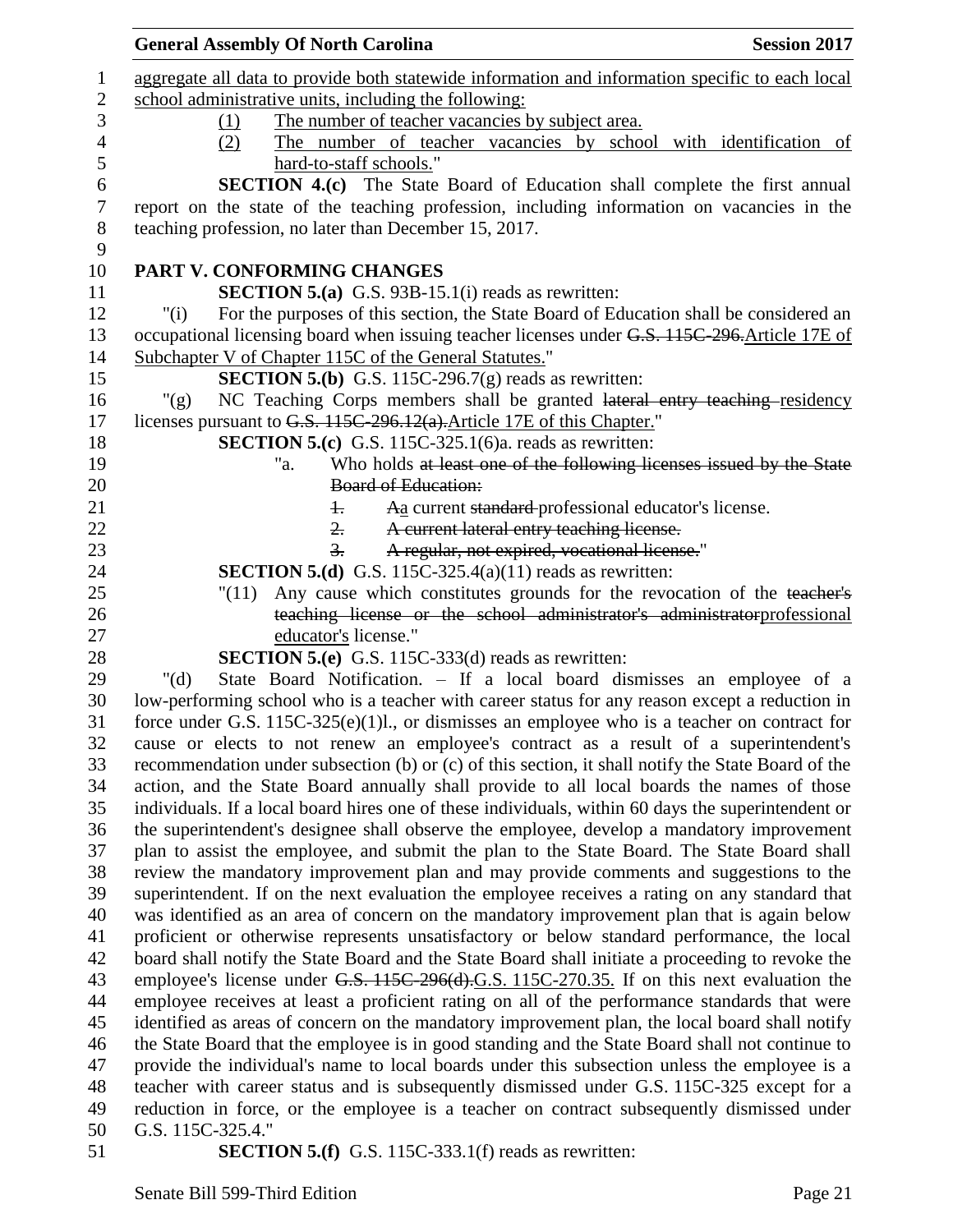aggregate all data to provide both statewide information and information specific to each local school administrative units, including the following:

(1) The number of teacher vacancies by subject area.

(2) The number of teacher vacancies by school with identification of hard-to-staff schools."

**SECTION 4.(c)** The State Board of Education shall complete the first annual report on the state of the teaching profession, including information on vacancies in the teaching profession, no later than December 15, 2017.

## PART V. CONFORMING CHANGES

**SECTION 5.(a)** G.S. 93B-15.1(i) reads as rewritten:

"(i) For the purposes of this section, the State Board of Education shall be considered an occupational licensing board when issuing teacher licenses under ~~G.S. 115C-296.~~Article 17E of Subchapter V of Chapter 115C of the General Statutes."

**SECTION 5.(b)** G.S. 115C-296.7(g) reads as rewritten:

"(g) NC Teaching Corps members shall be granted ~~lateral entry teaching~~ residency licenses pursuant to ~~G.S. 115C-296.12(a).~~Article 17E of this Chapter."

**SECTION 5.(c)** G.S. 115C-325.1(6)a. reads as rewritten:

"a. Who holds ~~at least one of the following licenses issued by the State Board of Education:~~

~~1.~~ ~~A~~a current ~~standard~~ professional educator's license.

~~2. A current lateral entry teaching license.~~

~~3. A regular, not expired, vocational license.~~"

**SECTION 5.(d)** G.S. 115C-325.4(a)(11) reads as rewritten:

"(11) Any cause which constitutes grounds for the revocation of the ~~teacher's teaching license or the school administrator's administrator~~professional educator's license."

**SECTION 5.(e)** G.S. 115C-333(d) reads as rewritten:

"(d) State Board Notification. – If a local board dismisses an employee of a low-performing school who is a teacher with career status for any reason except a reduction in force under G.S. 115C-325(e)(1)l., or dismisses an employee who is a teacher on contract for cause or elects to not renew an employee's contract as a result of a superintendent's recommendation under subsection (b) or (c) of this section, it shall notify the State Board of the action, and the State Board annually shall provide to all local boards the names of those individuals. If a local board hires one of these individuals, within 60 days the superintendent or the superintendent's designee shall observe the employee, develop a mandatory improvement plan to assist the employee, and submit the plan to the State Board. The State Board shall review the mandatory improvement plan and may provide comments and suggestions to the superintendent. If on the next evaluation the employee receives a rating on any standard that was identified as an area of concern on the mandatory improvement plan that is again below proficient or otherwise represents unsatisfactory or below standard performance, the local board shall notify the State Board and the State Board shall initiate a proceeding to revoke the employee's license under ~~G.S. 115C-296(d).~~G.S. 115C-270.35. If on this next evaluation the employee receives at least a proficient rating on all of the performance standards that were identified as areas of concern on the mandatory improvement plan, the local board shall notify the State Board that the employee is in good standing and the State Board shall not continue to provide the individual's name to local boards under this subsection unless the employee is a teacher with career status and is subsequently dismissed under G.S. 115C-325 except for a reduction in force, or the employee is a teacher on contract subsequently dismissed under G.S. 115C-325.4."

**SECTION 5.(f)** G.S. 115C-333.1(f) reads as rewritten: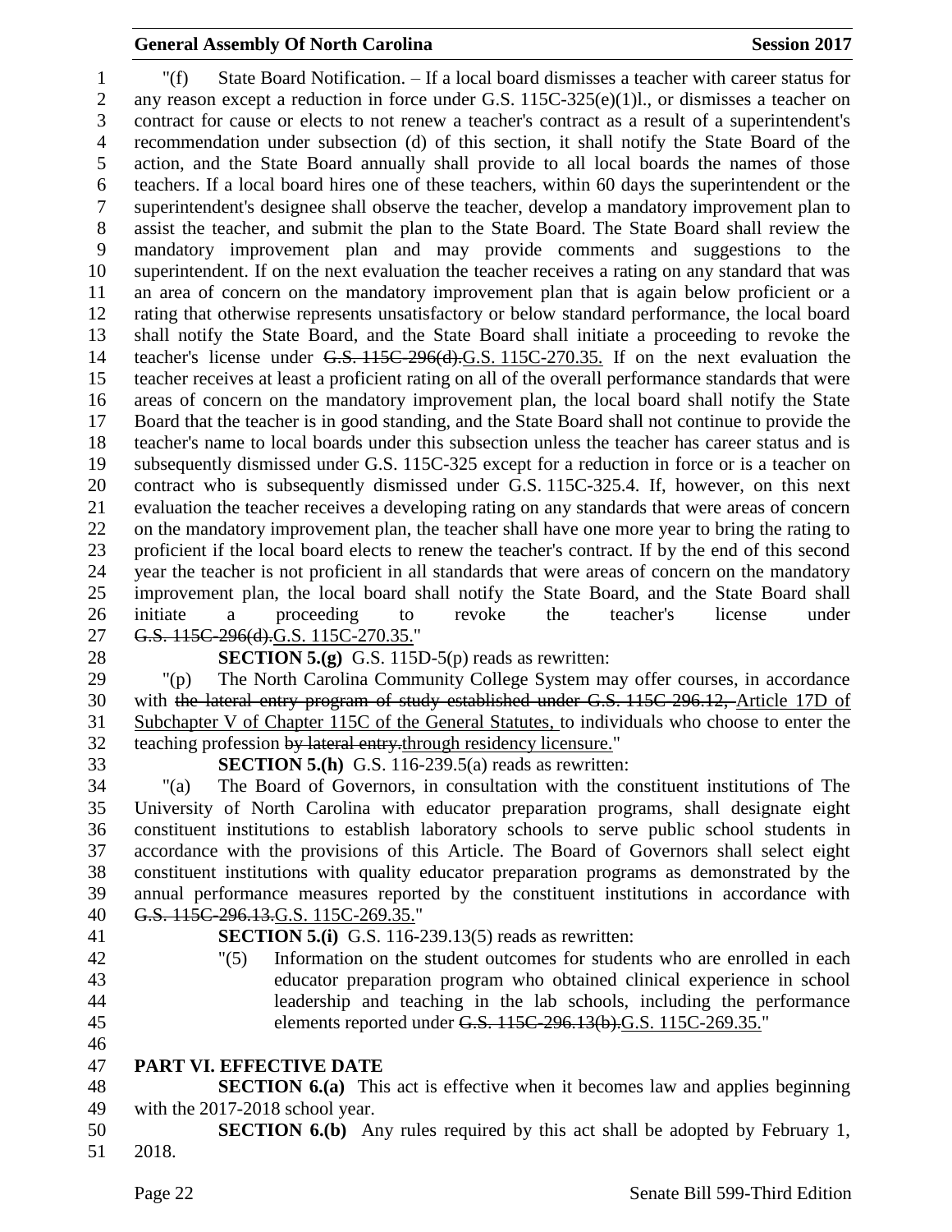"(f) State Board Notification. – If a local board dismisses a teacher with career status for any reason except a reduction in force under G.S. 115C-325(e)(1)l., or dismisses a teacher on contract for cause or elects to not renew a teacher's contract as a result of a superintendent's recommendation under subsection (d) of this section, it shall notify the State Board of the action, and the State Board annually shall provide to all local boards the names of those teachers. If a local board hires one of these teachers, within 60 days the superintendent or the superintendent's designee shall observe the teacher, develop a mandatory improvement plan to assist the teacher, and submit the plan to the State Board. The State Board shall review the mandatory improvement plan and may provide comments and suggestions to the superintendent. If on the next evaluation the teacher receives a rating on any standard that was an area of concern on the mandatory improvement plan that is again below proficient or a rating that otherwise represents unsatisfactory or below standard performance, the local board shall notify the State Board, and the State Board shall initiate a proceeding to revoke the teacher's license under ~~G.S. 115C-296(d).~~G.S. 115C-270.35. If on the next evaluation the teacher receives at least a proficient rating on all of the overall performance standards that were areas of concern on the mandatory improvement plan, the local board shall notify the State Board that the teacher is in good standing, and the State Board shall not continue to provide the teacher's name to local boards under this subsection unless the teacher has career status and is subsequently dismissed under G.S. 115C-325 except for a reduction in force or is a teacher on contract who is subsequently dismissed under G.S. 115C-325.4. If, however, on this next evaluation the teacher receives a developing rating on any standards that were areas of concern on the mandatory improvement plan, the teacher shall have one more year to bring the rating to proficient if the local board elects to renew the teacher's contract. If by the end of this second year the teacher is not proficient in all standards that were areas of concern on the mandatory improvement plan, the local board shall notify the State Board, and the State Board shall initiate a proceeding to revoke the teacher's license under ~~G.S. 115C-296(d).~~G.S. 115C-270.35."

**SECTION 5.(g)** G.S. 115D-5(p) reads as rewritten:

"(p) The North Carolina Community College System may offer courses, in accordance with ~~the lateral entry program of study established under G.S. 115C-296.12,~~ Article 17D of Subchapter V of Chapter 115C of the General Statutes, to individuals who choose to enter the teaching profession ~~by lateral entry.~~through residency licensure."

**SECTION 5.(h)** G.S. 116-239.5(a) reads as rewritten:

"(a) The Board of Governors, in consultation with the constituent institutions of The University of North Carolina with educator preparation programs, shall designate eight constituent institutions to establish laboratory schools to serve public school students in accordance with the provisions of this Article. The Board of Governors shall select eight constituent institutions with quality educator preparation programs as demonstrated by the annual performance measures reported by the constituent institutions in accordance with ~~G.S. 115C-296.13.~~G.S. 115C-269.35."

**SECTION 5.(i)** G.S. 116-239.13(5) reads as rewritten:

"(5) Information on the student outcomes for students who are enrolled in each educator preparation program who obtained clinical experience in school leadership and teaching in the lab schools, including the performance elements reported under ~~G.S. 115C-296.13(b).~~G.S. 115C-269.35."

**PART VI. EFFECTIVE DATE**

**SECTION 6.(a)** This act is effective when it becomes law and applies beginning with the 2017-2018 school year.

**SECTION 6.(b)** Any rules required by this act shall be adopted by February 1, 2018.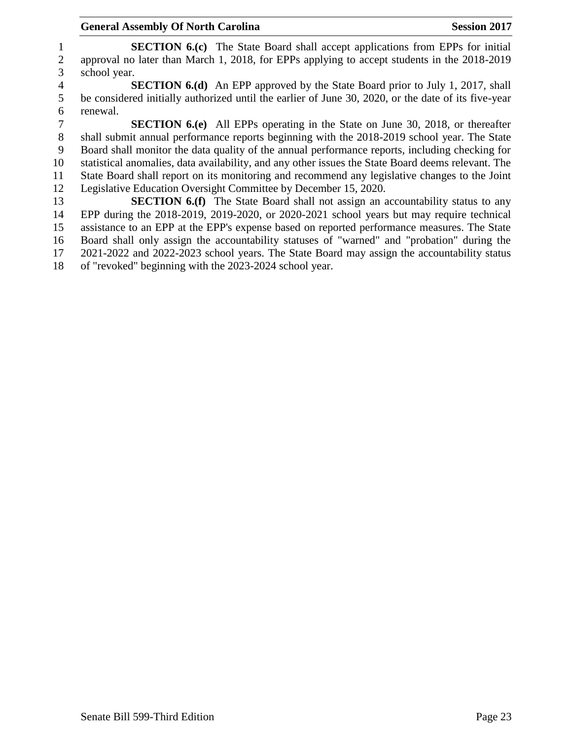**SECTION 6.(c)** The State Board shall accept applications from EPPs for initial approval no later than March 1, 2018, for EPPs applying to accept students in the 2018-2019 school year.

**SECTION 6.(d)** An EPP approved by the State Board prior to July 1, 2017, shall be considered initially authorized until the earlier of June 30, 2020, or the date of its five-year renewal.

**SECTION 6.(e)** All EPPs operating in the State on June 30, 2018, or thereafter shall submit annual performance reports beginning with the 2018-2019 school year. The State Board shall monitor the data quality of the annual performance reports, including checking for statistical anomalies, data availability, and any other issues the State Board deems relevant. The State Board shall report on its monitoring and recommend any legislative changes to the Joint Legislative Education Oversight Committee by December 15, 2020.

**SECTION 6.(f)** The State Board shall not assign an accountability status to any EPP during the 2018-2019, 2019-2020, or 2020-2021 school years but may require technical assistance to an EPP at the EPP's expense based on reported performance measures. The State Board shall only assign the accountability statuses of "warned" and "probation" during the 2021-2022 and 2022-2023 school years. The State Board may assign the accountability status of "revoked" beginning with the 2023-2024 school year.